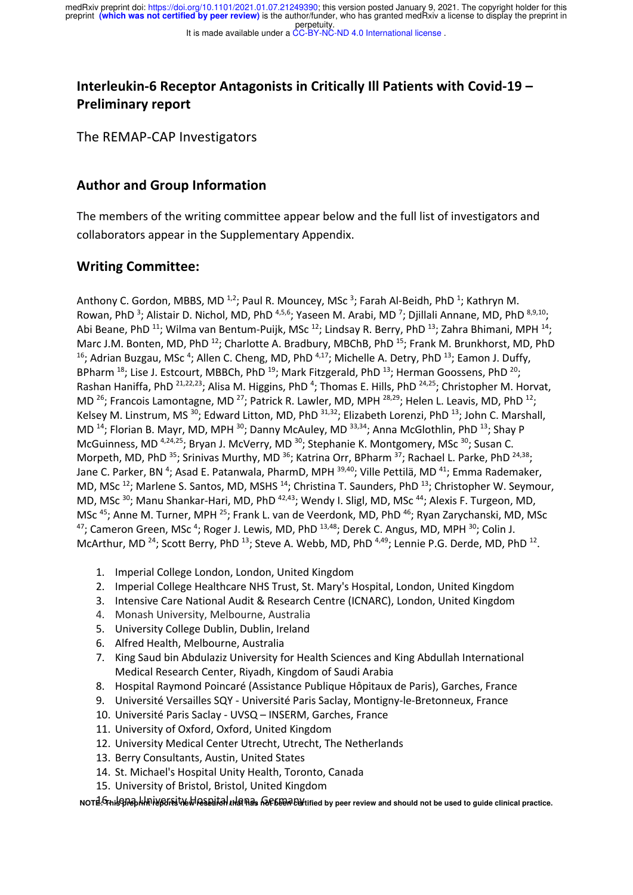# Interleukin-6 Receptor Antagonists in Critically Ill Patients with Covid-19 – Preliminary report

The REMAP-CAP Investigators

## Author and Group Information

The members of the writing committee appear below and the full list of investigators and collaborators appear in the Supplementary Appendix.

## Writing Committee:

Anthony C. Gordon, MBBS, MD [1,2]; Paul R. Mouncey, MSc [3]; Farah Al-Beidh, PhD [1]; Kathryn M. Rowan, PhD [3]; Alistair D. Nichol, MD, PhD [4,5,6]; Yaseen M. Arabi, MD [7]; Djillali Annane, MD, PhD [8,9,10]; Abi Beane, PhD [11]; Wilma van Bentum-Puijk, MSc [12]; Lindsay R. Berry, PhD [13]; Zahra Bhimani, MPH [14]; Marc J.M. Bonten, MD, PhD [12]; Charlotte A. Bradbury, MBChB, PhD [15]; Frank M. Brunkhorst, MD, PhD [16]; Adrian Buzgau, MSc [4]; Allen C. Cheng, MD, PhD [4,17]; Michelle A. Detry, PhD [13]; Eamon J. Duffy, BPharm [18]; Lise J. Estcourt, MBBCh, PhD [19]; Mark Fitzgerald, PhD [13]; Herman Goossens, PhD [20]; Rashan Haniffa, PhD [21,22,23]; Alisa M. Higgins, PhD [4]; Thomas E. Hills, PhD [24,25]; Christopher M. Horvat, MD [26]; Francois Lamontagne, MD [27]; Patrick R. Lawler, MD, MPH [28,29]; Helen L. Leavis, MD, PhD [12]; Kelsey M. Linstrum, MS [30]; Edward Litton, MD, PhD [31,32]; Elizabeth Lorenzi, PhD [13]; John C. Marshall, MD [14]; Florian B. Mayr, MD, MPH [30]; Danny McAuley, MD [33,34]; Anna McGlothlin, PhD [13]; Shay P McGuinness, MD [4,24,25]; Bryan J. McVerry, MD [30]; Stephanie K. Montgomery, MSc [30]; Susan C. Morpeth, MD, PhD [35]; Srinivas Murthy, MD [36]; Katrina Orr, BPharm [37]; Rachael L. Parke, PhD [24,38]; Jane C. Parker, BN [4]; Asad E. Patanwala, PharmD, MPH [39,40]; Ville Pettilä, MD [41]; Emma Rademaker, MD, MSc [12]; Marlene S. Santos, MD, MSHS [14]; Christina T. Saunders, PhD [13]; Christopher W. Seymour, MD, MSc [30]; Manu Shankar-Hari, MD, PhD [42,43]; Wendy I. Sligl, MD, MSc [44]; Alexis F. Turgeon, MD, MSc [45]; Anne M. Turner, MPH [25]; Frank L. van de Veerdonk, MD, PhD [46]; Ryan Zarychanski, MD, MSc [47]; Cameron Green, MSc [4]; Roger J. Lewis, MD, PhD [13,48]; Derek C. Angus, MD, MPH [30]; Colin J. McArthur, MD [24]; Scott Berry, PhD [13]; Steve A. Webb, MD, PhD [4,49]; Lennie P.G. Derde, MD, PhD [12].

1. Imperial College London, London, United Kingdom
2. Imperial College Healthcare NHS Trust, St. Mary's Hospital, London, United Kingdom
3. Intensive Care National Audit & Research Centre (ICNARC), London, United Kingdom
4. Monash University, Melbourne, Australia
5. University College Dublin, Dublin, Ireland
6. Alfred Health, Melbourne, Australia
7. King Saud bin Abdulaziz University for Health Sciences and King Abdullah International Medical Research Center, Riyadh, Kingdom of Saudi Arabia
8. Hospital Raymond Poincaré (Assistance Publique Hôpitaux de Paris), Garches, France
9. Université Versailles SQY - Université Paris Saclay, Montigny-le-Bretonneux, France
10. Université Paris Saclay - UVSQ – INSERM, Garches, France
11. University of Oxford, Oxford, United Kingdom
12. University Medical Center Utrecht, Utrecht, The Netherlands
13. Berry Consultants, Austin, United States
14. St. Michael's Hospital Unity Health, Toronto, Canada
15. University of Bristol, Bristol, United Kingdom
16. Jena University Hospital, Jena, Germany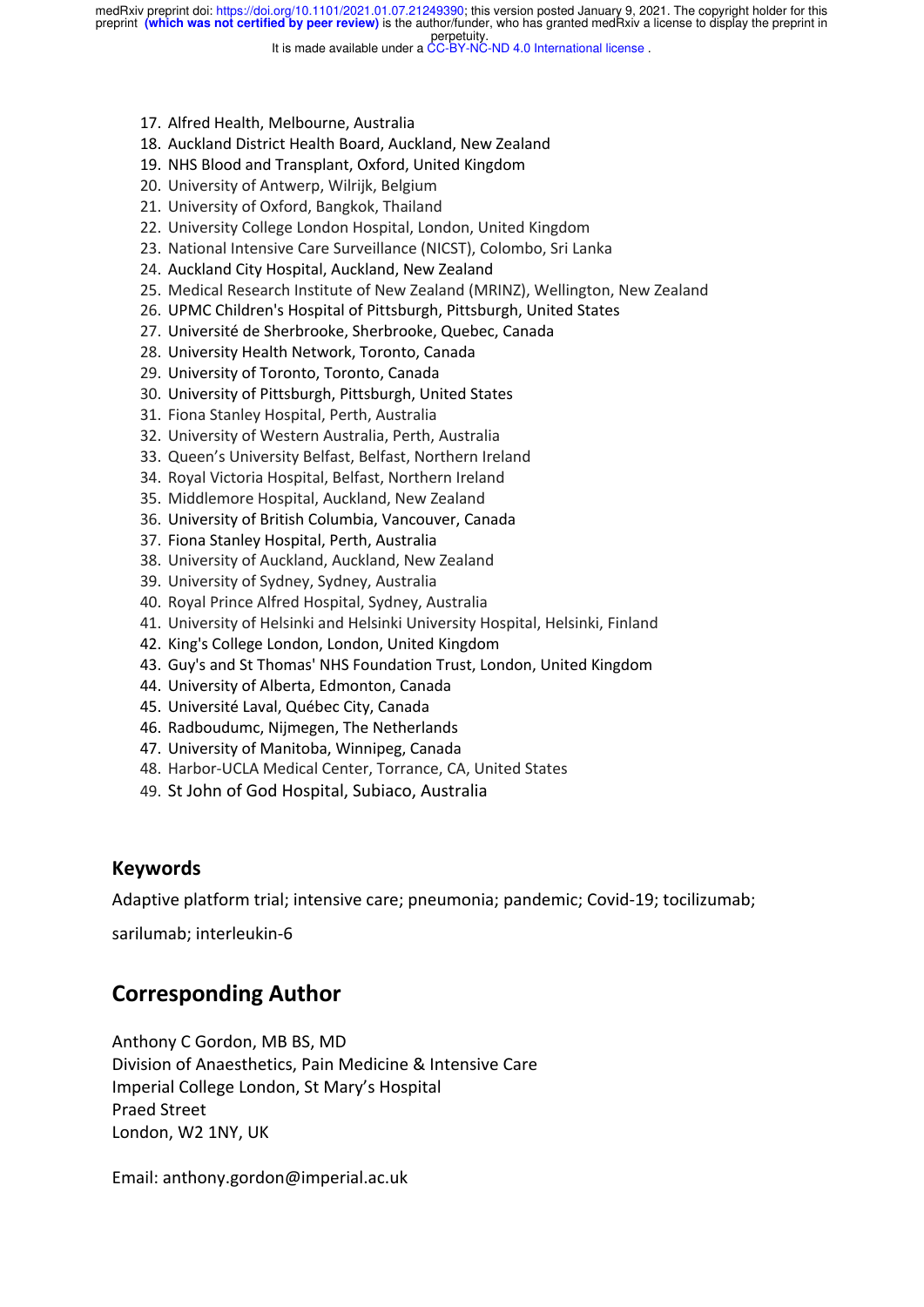17. Alfred Health, Melbourne, Australia
18. Auckland District Health Board, Auckland, New Zealand
19. NHS Blood and Transplant, Oxford, United Kingdom
20. University of Antwerp, Wilrijk, Belgium
21. University of Oxford, Bangkok, Thailand
22. University College London Hospital, London, United Kingdom
23. National Intensive Care Surveillance (NICST), Colombo, Sri Lanka
24. Auckland City Hospital, Auckland, New Zealand
25. Medical Research Institute of New Zealand (MRINZ), Wellington, New Zealand
26. UPMC Children's Hospital of Pittsburgh, Pittsburgh, United States
27. Université de Sherbrooke, Sherbrooke, Quebec, Canada
28. University Health Network, Toronto, Canada
29. University of Toronto, Toronto, Canada
30. University of Pittsburgh, Pittsburgh, United States
31. Fiona Stanley Hospital, Perth, Australia
32. University of Western Australia, Perth, Australia
33. Queen's University Belfast, Belfast, Northern Ireland
34. Royal Victoria Hospital, Belfast, Northern Ireland
35. Middlemore Hospital, Auckland, New Zealand
36. University of British Columbia, Vancouver, Canada
37. Fiona Stanley Hospital, Perth, Australia
38. University of Auckland, Auckland, New Zealand
39. University of Sydney, Sydney, Australia
40. Royal Prince Alfred Hospital, Sydney, Australia
41. University of Helsinki and Helsinki University Hospital, Helsinki, Finland
42. King's College London, London, United Kingdom
43. Guy's and St Thomas' NHS Foundation Trust, London, United Kingdom
44. University of Alberta, Edmonton, Canada
45. Université Laval, Québec City, Canada
46. Radboudumc, Nijmegen, The Netherlands
47. University of Manitoba, Winnipeg, Canada
48. Harbor-UCLA Medical Center, Torrance, CA, United States
49. St John of God Hospital, Subiaco, Australia

## Keywords

Adaptive platform trial; intensive care; pneumonia; pandemic; Covid-19; tocilizumab; sarilumab; interleukin-6

## Corresponding Author

Anthony C Gordon, MB BS, MD
Division of Anaesthetics, Pain Medicine & Intensive Care
Imperial College London, St Mary's Hospital
Praed Street
London, W2 1NY, UK

Email: anthony.gordon@imperial.ac.uk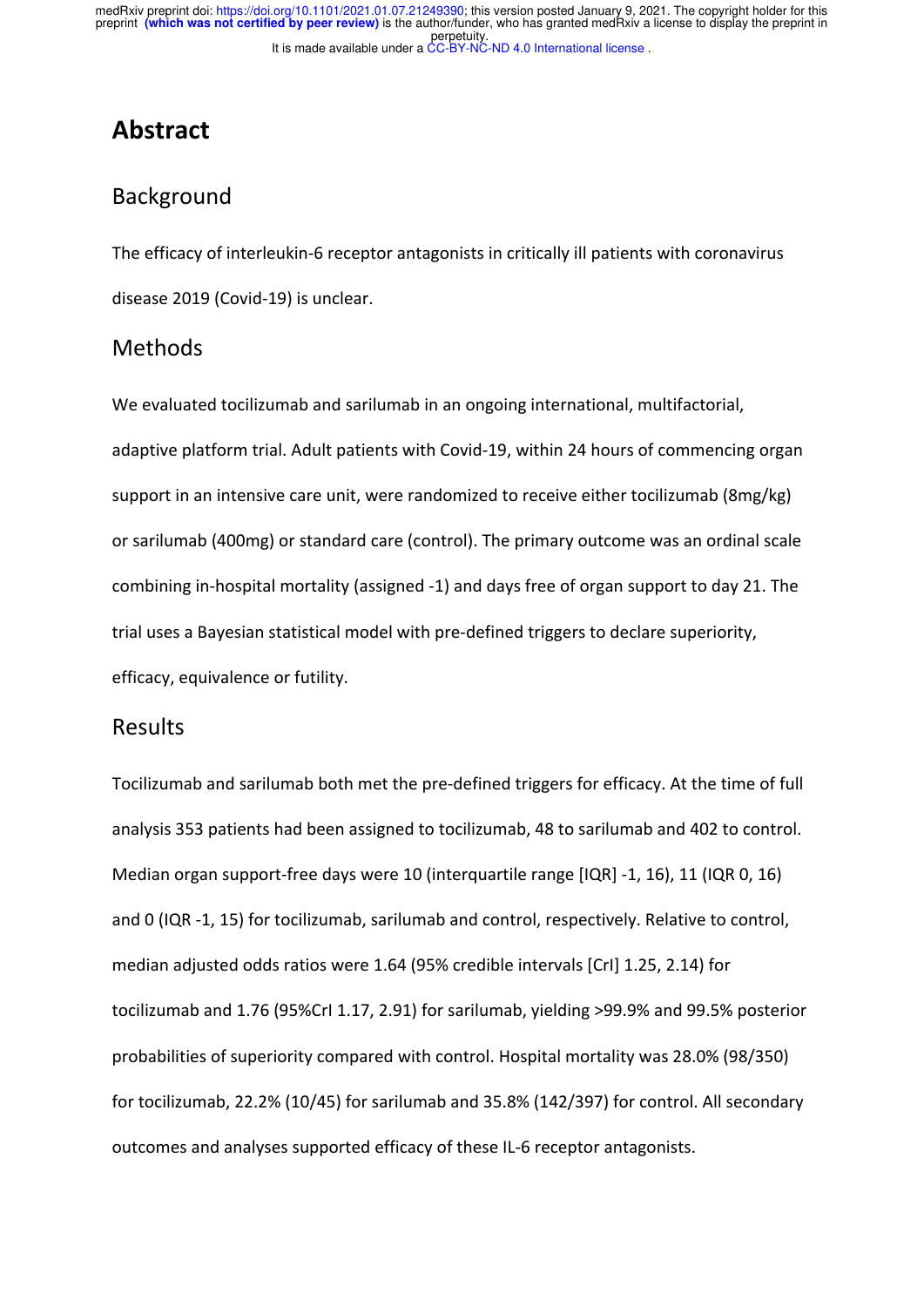# Abstract

## Background

The efficacy of interleukin-6 receptor antagonists in critically ill patients with coronavirus disease 2019 (Covid-19) is unclear.

## Methods

We evaluated tocilizumab and sarilumab in an ongoing international, multifactorial, adaptive platform trial. Adult patients with Covid-19, within 24 hours of commencing organ support in an intensive care unit, were randomized to receive either tocilizumab (8mg/kg) or sarilumab (400mg) or standard care (control). The primary outcome was an ordinal scale combining in-hospital mortality (assigned -1) and days free of organ support to day 21. The trial uses a Bayesian statistical model with pre-defined triggers to declare superiority, efficacy, equivalence or futility.

## Results

Tocilizumab and sarilumab both met the pre-defined triggers for efficacy. At the time of full analysis 353 patients had been assigned to tocilizumab, 48 to sarilumab and 402 to control. Median organ support-free days were 10 (interquartile range [IQR] -1, 16), 11 (IQR 0, 16) and 0 (IQR -1, 15) for tocilizumab, sarilumab and control, respectively. Relative to control, median adjusted odds ratios were 1.64 (95% credible intervals [CrI] 1.25, 2.14) for tocilizumab and 1.76 (95%CrI 1.17, 2.91) for sarilumab, yielding >99.9% and 99.5% posterior probabilities of superiority compared with control. Hospital mortality was 28.0% (98/350) for tocilizumab, 22.2% (10/45) for sarilumab and 35.8% (142/397) for control. All secondary outcomes and analyses supported efficacy of these IL-6 receptor antagonists.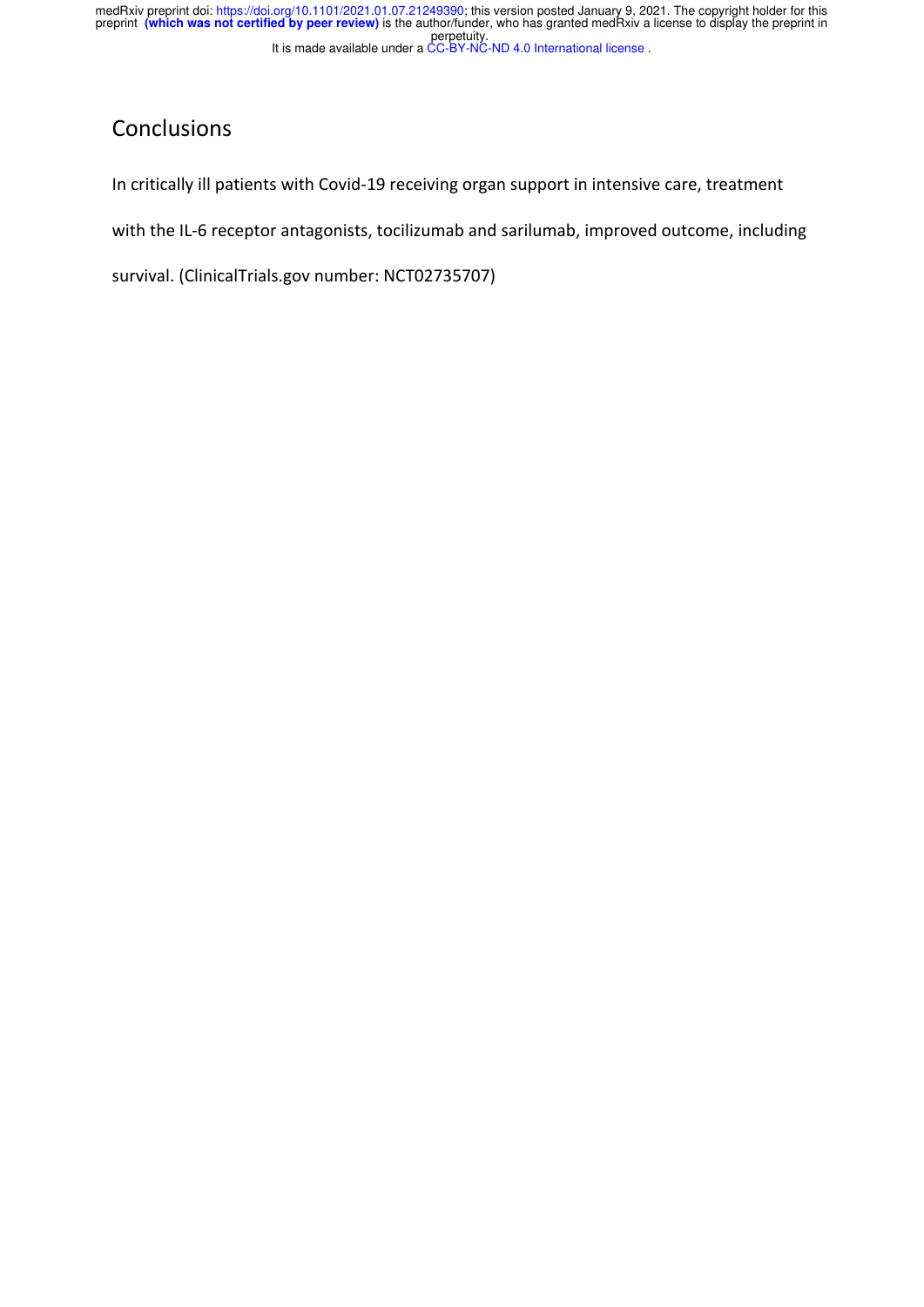## Conclusions

In critically ill patients with Covid-19 receiving organ support in intensive care, treatment with the IL-6 receptor antagonists, tocilizumab and sarilumab, improved outcome, including survival. (ClinicalTrials.gov number: NCT02735707)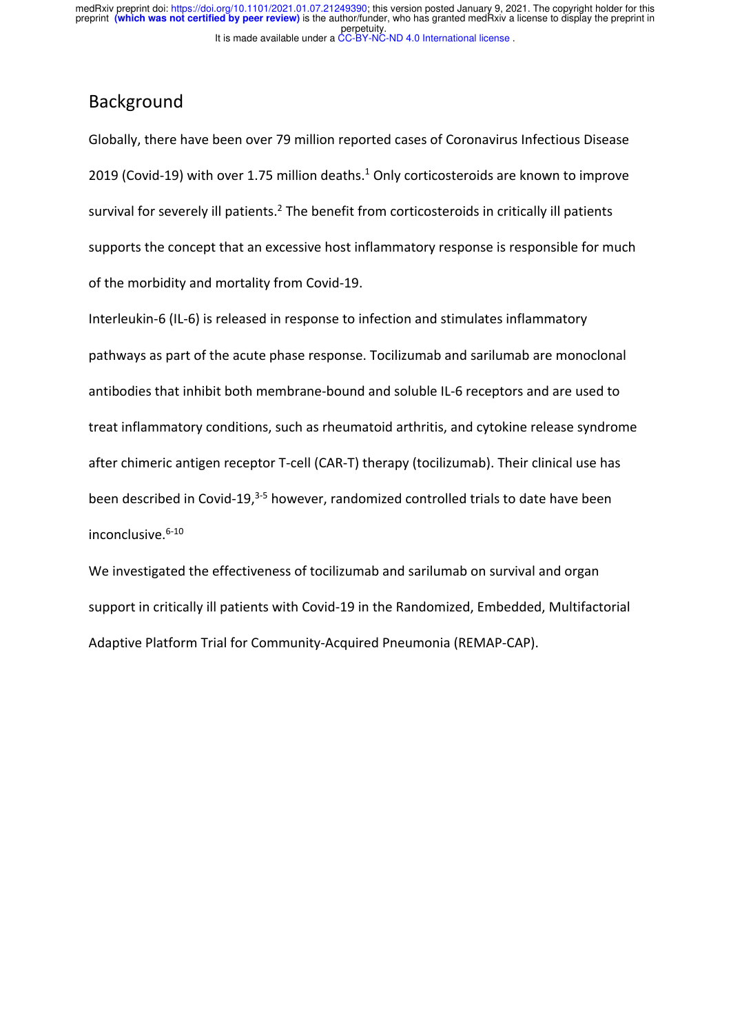## Background

Globally, there have been over 79 million reported cases of Coronavirus Infectious Disease 2019 (Covid-19) with over 1.75 million deaths.[1] Only corticosteroids are known to improve survival for severely ill patients.[2] The benefit from corticosteroids in critically ill patients supports the concept that an excessive host inflammatory response is responsible for much of the morbidity and mortality from Covid-19.

Interleukin-6 (IL-6) is released in response to infection and stimulates inflammatory pathways as part of the acute phase response. Tocilizumab and sarilumab are monoclonal antibodies that inhibit both membrane-bound and soluble IL-6 receptors and are used to treat inflammatory conditions, such as rheumatoid arthritis, and cytokine release syndrome after chimeric antigen receptor T-cell (CAR-T) therapy (tocilizumab). Their clinical use has been described in Covid-19,[3-5] however, randomized controlled trials to date have been inconclusive.[6-10]

We investigated the effectiveness of tocilizumab and sarilumab on survival and organ support in critically ill patients with Covid-19 in the Randomized, Embedded, Multifactorial Adaptive Platform Trial for Community-Acquired Pneumonia (REMAP-CAP).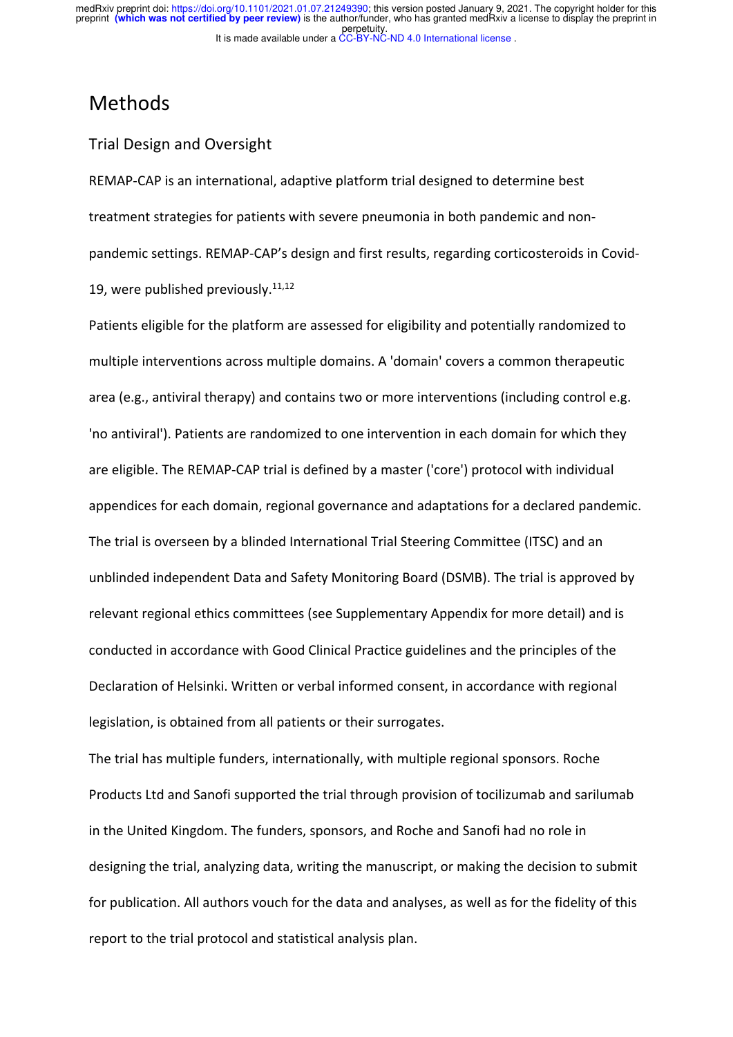# Methods

## Trial Design and Oversight

REMAP-CAP is an international, adaptive platform trial designed to determine best treatment strategies for patients with severe pneumonia in both pandemic and non-pandemic settings. REMAP-CAP's design and first results, regarding corticosteroids in Covid-19, were published previously.[11,12]

Patients eligible for the platform are assessed for eligibility and potentially randomized to multiple interventions across multiple domains. A 'domain' covers a common therapeutic area (e.g., antiviral therapy) and contains two or more interventions (including control e.g. 'no antiviral'). Patients are randomized to one intervention in each domain for which they are eligible. The REMAP-CAP trial is defined by a master ('core') protocol with individual appendices for each domain, regional governance and adaptations for a declared pandemic. The trial is overseen by a blinded International Trial Steering Committee (ITSC) and an unblinded independent Data and Safety Monitoring Board (DSMB). The trial is approved by relevant regional ethics committees (see Supplementary Appendix for more detail) and is conducted in accordance with Good Clinical Practice guidelines and the principles of the Declaration of Helsinki. Written or verbal informed consent, in accordance with regional legislation, is obtained from all patients or their surrogates.

The trial has multiple funders, internationally, with multiple regional sponsors. Roche Products Ltd and Sanofi supported the trial through provision of tocilizumab and sarilumab in the United Kingdom. The funders, sponsors, and Roche and Sanofi had no role in designing the trial, analyzing data, writing the manuscript, or making the decision to submit for publication. All authors vouch for the data and analyses, as well as for the fidelity of this report to the trial protocol and statistical analysis plan.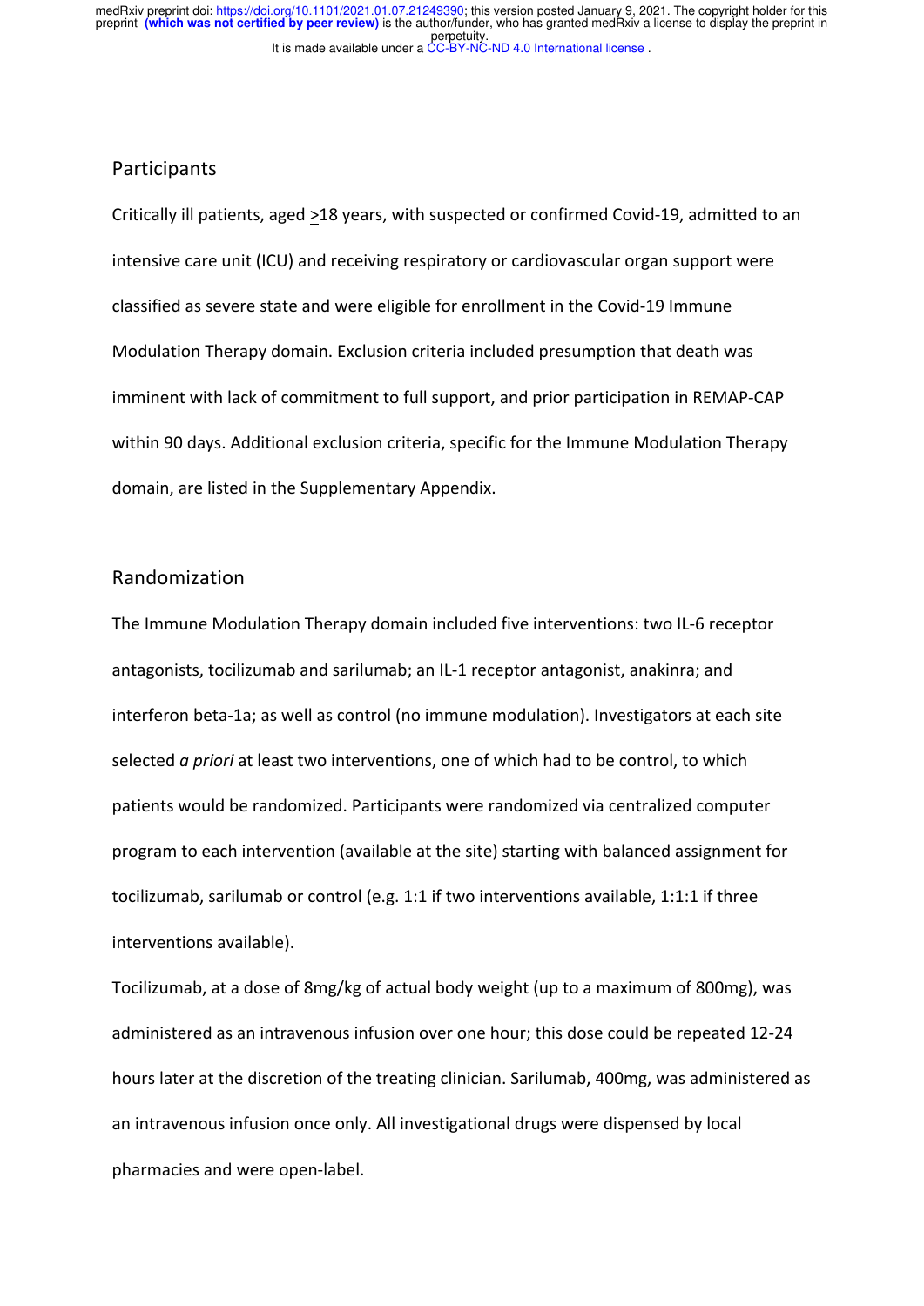## Participants

Critically ill patients, aged ≥18 years, with suspected or confirmed Covid-19, admitted to an intensive care unit (ICU) and receiving respiratory or cardiovascular organ support were classified as severe state and were eligible for enrollment in the Covid-19 Immune Modulation Therapy domain. Exclusion criteria included presumption that death was imminent with lack of commitment to full support, and prior participation in REMAP-CAP within 90 days. Additional exclusion criteria, specific for the Immune Modulation Therapy domain, are listed in the Supplementary Appendix.

## Randomization

The Immune Modulation Therapy domain included five interventions: two IL-6 receptor antagonists, tocilizumab and sarilumab; an IL-1 receptor antagonist, anakinra; and interferon beta-1a; as well as control (no immune modulation). Investigators at each site selected *a priori* at least two interventions, one of which had to be control, to which patients would be randomized. Participants were randomized via centralized computer program to each intervention (available at the site) starting with balanced assignment for tocilizumab, sarilumab or control (e.g. 1:1 if two interventions available, 1:1:1 if three interventions available).

Tocilizumab, at a dose of 8mg/kg of actual body weight (up to a maximum of 800mg), was administered as an intravenous infusion over one hour; this dose could be repeated 12-24 hours later at the discretion of the treating clinician. Sarilumab, 400mg, was administered as an intravenous infusion once only. All investigational drugs were dispensed by local pharmacies and were open-label.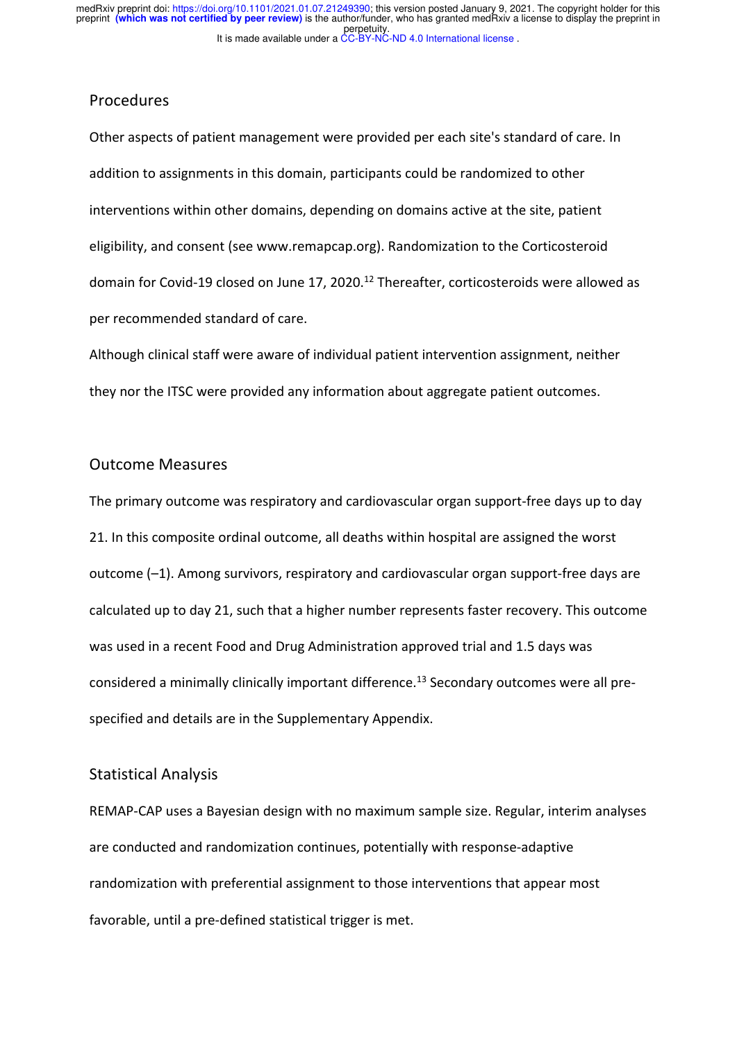## Procedures

Other aspects of patient management were provided per each site's standard of care. In addition to assignments in this domain, participants could be randomized to other interventions within other domains, depending on domains active at the site, patient eligibility, and consent (see www.remapcap.org). Randomization to the Corticosteroid domain for Covid-19 closed on June 17, 2020.[12] Thereafter, corticosteroids were allowed as per recommended standard of care.

Although clinical staff were aware of individual patient intervention assignment, neither they nor the ITSC were provided any information about aggregate patient outcomes.

## Outcome Measures

The primary outcome was respiratory and cardiovascular organ support-free days up to day 21. In this composite ordinal outcome, all deaths within hospital are assigned the worst outcome (–1). Among survivors, respiratory and cardiovascular organ support-free days are calculated up to day 21, such that a higher number represents faster recovery. This outcome was used in a recent Food and Drug Administration approved trial and 1.5 days was considered a minimally clinically important difference.[13] Secondary outcomes were all pre-specified and details are in the Supplementary Appendix.

## Statistical Analysis

REMAP-CAP uses a Bayesian design with no maximum sample size. Regular, interim analyses are conducted and randomization continues, potentially with response-adaptive randomization with preferential assignment to those interventions that appear most favorable, until a pre-defined statistical trigger is met.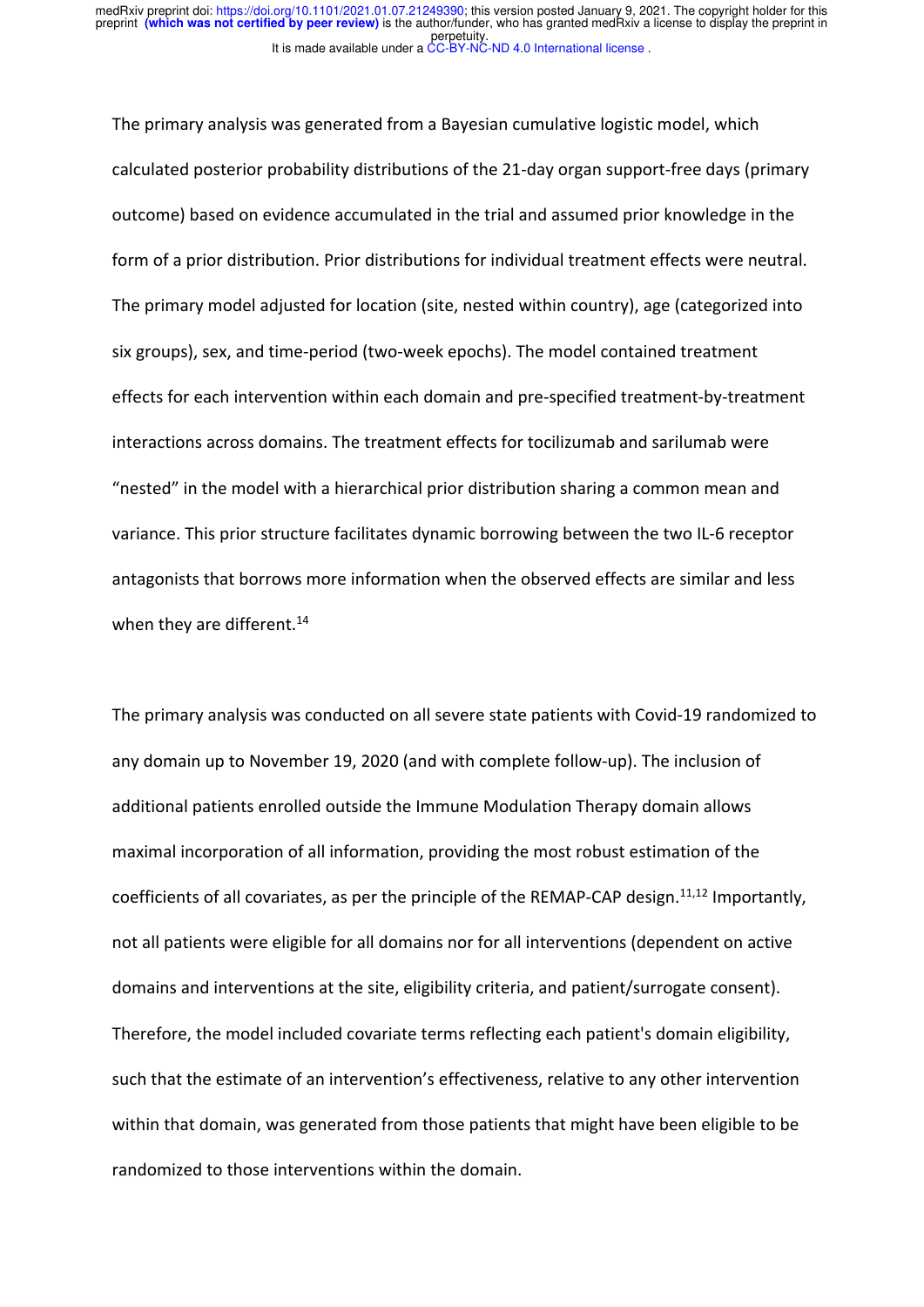The primary analysis was generated from a Bayesian cumulative logistic model, which calculated posterior probability distributions of the 21-day organ support-free days (primary outcome) based on evidence accumulated in the trial and assumed prior knowledge in the form of a prior distribution. Prior distributions for individual treatment effects were neutral. The primary model adjusted for location (site, nested within country), age (categorized into six groups), sex, and time-period (two-week epochs). The model contained treatment effects for each intervention within each domain and pre-specified treatment-by-treatment interactions across domains. The treatment effects for tocilizumab and sarilumab were "nested" in the model with a hierarchical prior distribution sharing a common mean and variance. This prior structure facilitates dynamic borrowing between the two IL-6 receptor antagonists that borrows more information when the observed effects are similar and less when they are different.[14]

The primary analysis was conducted on all severe state patients with Covid-19 randomized to any domain up to November 19, 2020 (and with complete follow-up). The inclusion of additional patients enrolled outside the Immune Modulation Therapy domain allows maximal incorporation of all information, providing the most robust estimation of the coefficients of all covariates, as per the principle of the REMAP-CAP design.[11,12] Importantly, not all patients were eligible for all domains nor for all interventions (dependent on active domains and interventions at the site, eligibility criteria, and patient/surrogate consent). Therefore, the model included covariate terms reflecting each patient's domain eligibility, such that the estimate of an intervention's effectiveness, relative to any other intervention within that domain, was generated from those patients that might have been eligible to be randomized to those interventions within the domain.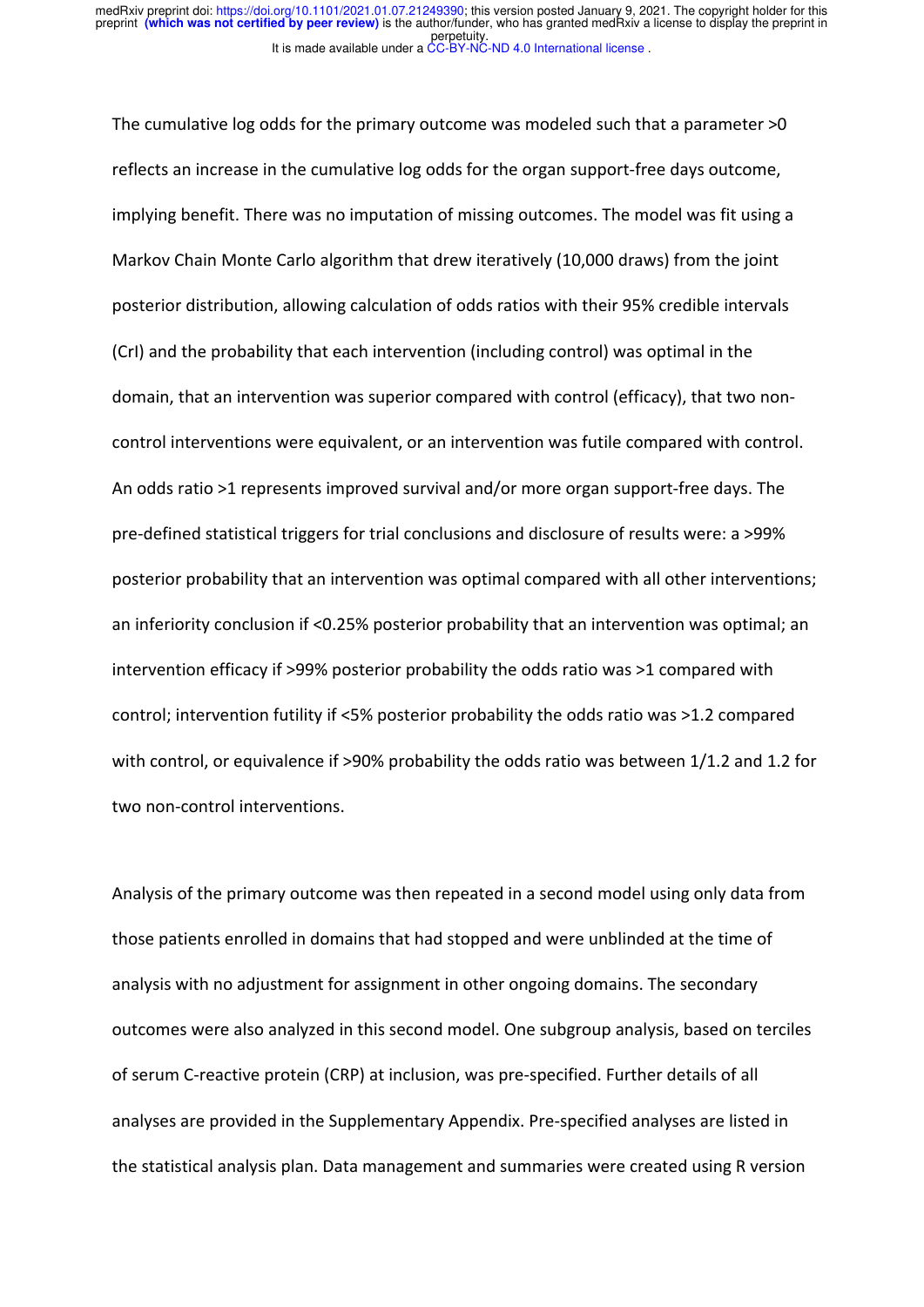The cumulative log odds for the primary outcome was modeled such that a parameter >0 reflects an increase in the cumulative log odds for the organ support-free days outcome, implying benefit. There was no imputation of missing outcomes. The model was fit using a Markov Chain Monte Carlo algorithm that drew iteratively (10,000 draws) from the joint posterior distribution, allowing calculation of odds ratios with their 95% credible intervals (CrI) and the probability that each intervention (including control) was optimal in the domain, that an intervention was superior compared with control (efficacy), that two non-control interventions were equivalent, or an intervention was futile compared with control. An odds ratio >1 represents improved survival and/or more organ support-free days. The pre-defined statistical triggers for trial conclusions and disclosure of results were: a >99% posterior probability that an intervention was optimal compared with all other interventions; an inferiority conclusion if <0.25% posterior probability that an intervention was optimal; an intervention efficacy if >99% posterior probability the odds ratio was >1 compared with control; intervention futility if <5% posterior probability the odds ratio was >1.2 compared with control, or equivalence if >90% probability the odds ratio was between 1/1.2 and 1.2 for two non-control interventions.

Analysis of the primary outcome was then repeated in a second model using only data from those patients enrolled in domains that had stopped and were unblinded at the time of analysis with no adjustment for assignment in other ongoing domains. The secondary outcomes were also analyzed in this second model. One subgroup analysis, based on terciles of serum C-reactive protein (CRP) at inclusion, was pre-specified. Further details of all analyses are provided in the Supplementary Appendix. Pre-specified analyses are listed in the statistical analysis plan. Data management and summaries were created using R version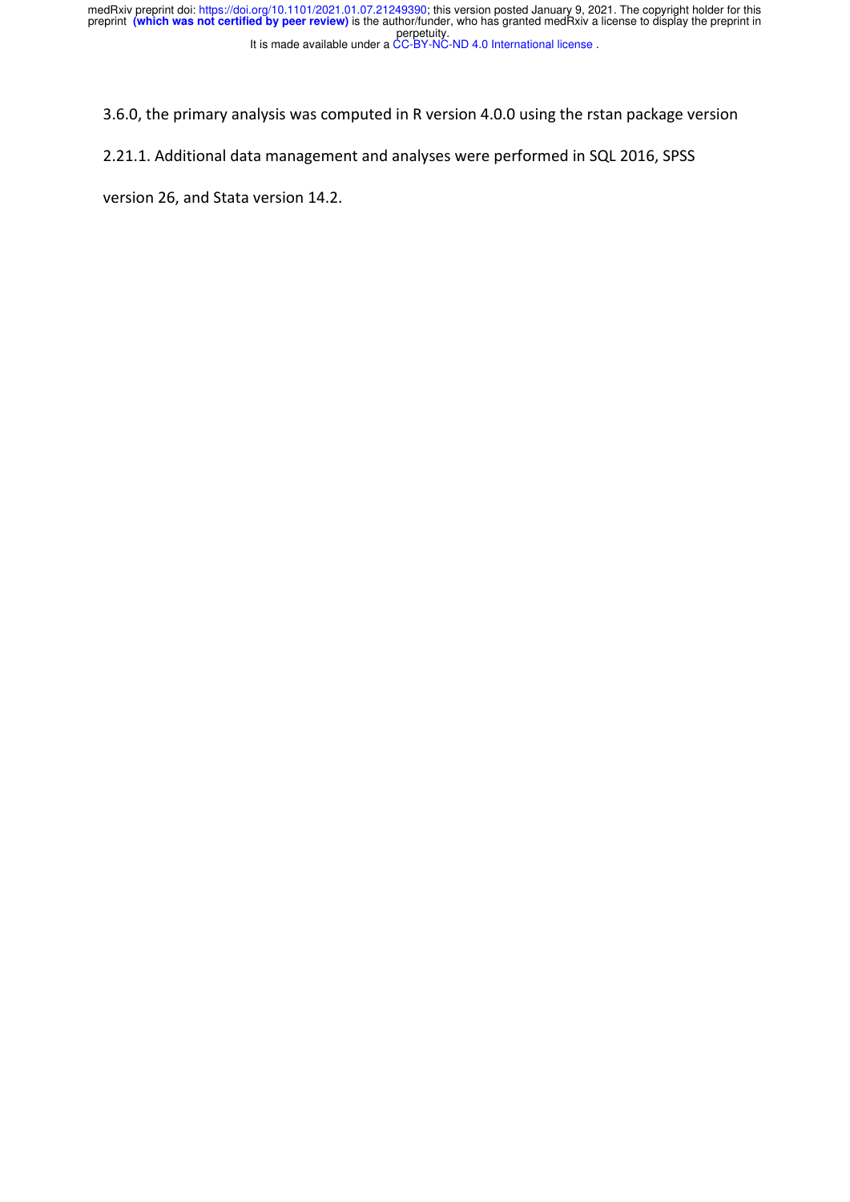3.6.0, the primary analysis was computed in R version 4.0.0 using the rstan package version 2.21.1. Additional data management and analyses were performed in SQL 2016, SPSS version 26, and Stata version 14.2.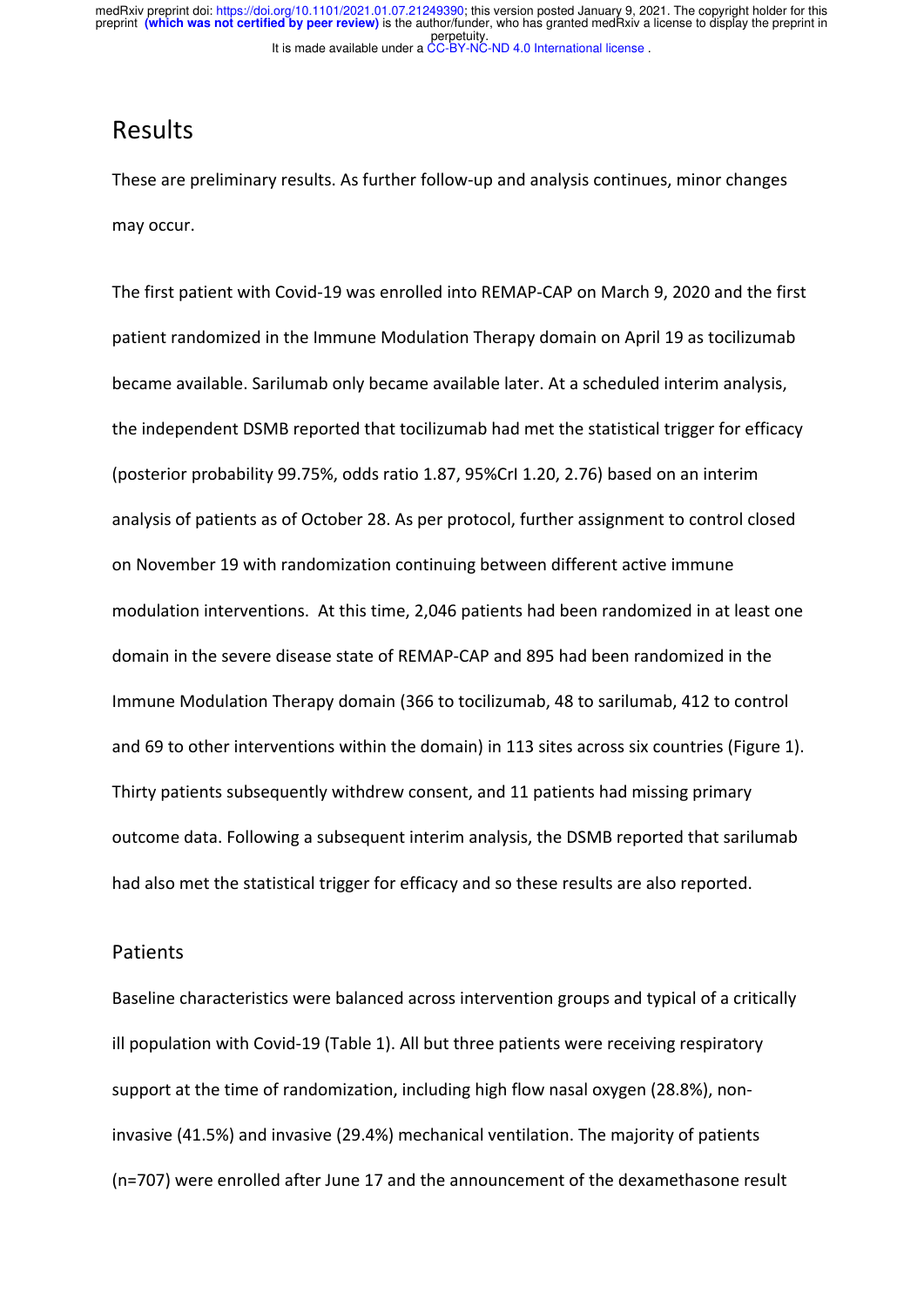# Results

These are preliminary results. As further follow-up and analysis continues, minor changes may occur.

The first patient with Covid-19 was enrolled into REMAP-CAP on March 9, 2020 and the first patient randomized in the Immune Modulation Therapy domain on April 19 as tocilizumab became available. Sarilumab only became available later. At a scheduled interim analysis, the independent DSMB reported that tocilizumab had met the statistical trigger for efficacy (posterior probability 99.75%, odds ratio 1.87, 95%CrI 1.20, 2.76) based on an interim analysis of patients as of October 28. As per protocol, further assignment to control closed on November 19 with randomization continuing between different active immune modulation interventions. At this time, 2,046 patients had been randomized in at least one domain in the severe disease state of REMAP-CAP and 895 had been randomized in the Immune Modulation Therapy domain (366 to tocilizumab, 48 to sarilumab, 412 to control and 69 to other interventions within the domain) in 113 sites across six countries (Figure 1). Thirty patients subsequently withdrew consent, and 11 patients had missing primary outcome data. Following a subsequent interim analysis, the DSMB reported that sarilumab had also met the statistical trigger for efficacy and so these results are also reported.

## Patients

Baseline characteristics were balanced across intervention groups and typical of a critically ill population with Covid-19 (Table 1). All but three patients were receiving respiratory support at the time of randomization, including high flow nasal oxygen (28.8%), non-invasive (41.5%) and invasive (29.4%) mechanical ventilation. The majority of patients (n=707) were enrolled after June 17 and the announcement of the dexamethasone result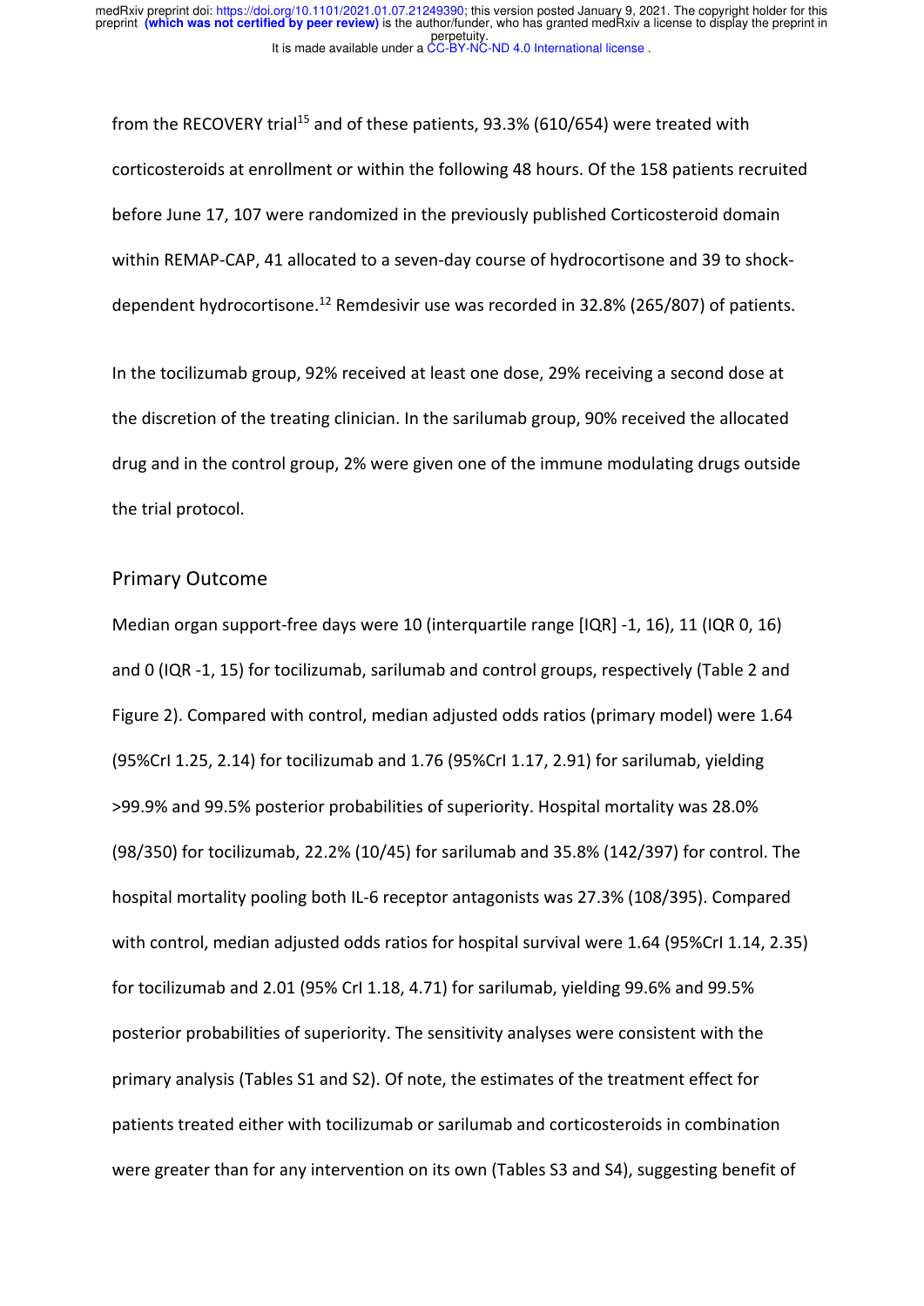from the RECOVERY trial[15] and of these patients, 93.3% (610/654) were treated with corticosteroids at enrollment or within the following 48 hours. Of the 158 patients recruited before June 17, 107 were randomized in the previously published Corticosteroid domain within REMAP-CAP, 41 allocated to a seven-day course of hydrocortisone and 39 to shock-dependent hydrocortisone.[12] Remdesivir use was recorded in 32.8% (265/807) of patients.

In the tocilizumab group, 92% received at least one dose, 29% receiving a second dose at the discretion of the treating clinician. In the sarilumab group, 90% received the allocated drug and in the control group, 2% were given one of the immune modulating drugs outside the trial protocol.

## Primary Outcome

Median organ support-free days were 10 (interquartile range [IQR] -1, 16), 11 (IQR 0, 16) and 0 (IQR -1, 15) for tocilizumab, sarilumab and control groups, respectively (Table 2 and Figure 2). Compared with control, median adjusted odds ratios (primary model) were 1.64 (95%CrI 1.25, 2.14) for tocilizumab and 1.76 (95%CrI 1.17, 2.91) for sarilumab, yielding >99.9% and 99.5% posterior probabilities of superiority. Hospital mortality was 28.0% (98/350) for tocilizumab, 22.2% (10/45) for sarilumab and 35.8% (142/397) for control. The hospital mortality pooling both IL-6 receptor antagonists was 27.3% (108/395). Compared with control, median adjusted odds ratios for hospital survival were 1.64 (95%CrI 1.14, 2.35) for tocilizumab and 2.01 (95% CrI 1.18, 4.71) for sarilumab, yielding 99.6% and 99.5% posterior probabilities of superiority. The sensitivity analyses were consistent with the primary analysis (Tables S1 and S2). Of note, the estimates of the treatment effect for patients treated either with tocilizumab or sarilumab and corticosteroids in combination were greater than for any intervention on its own (Tables S3 and S4), suggesting benefit of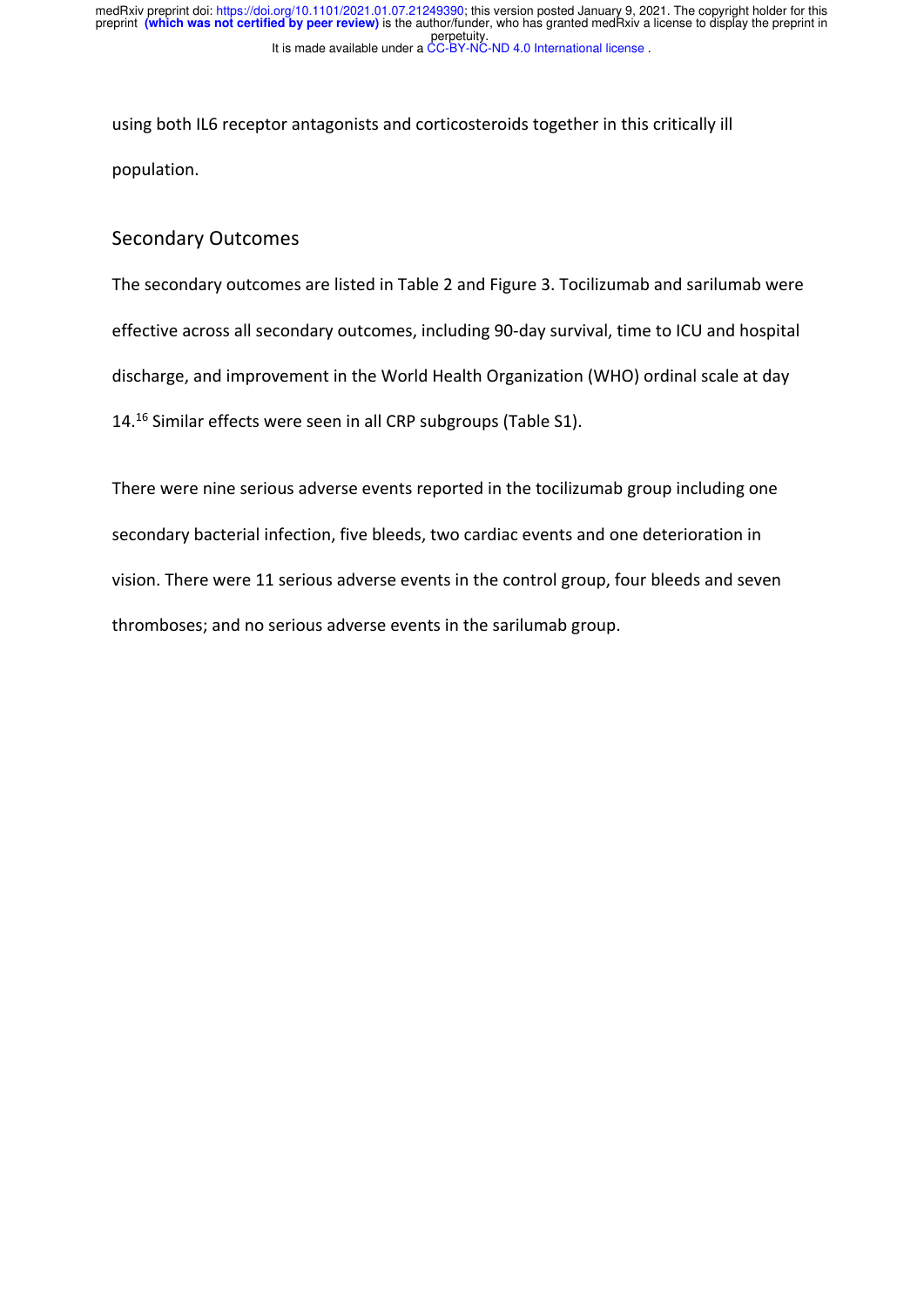using both IL6 receptor antagonists and corticosteroids together in this critically ill population.

## Secondary Outcomes

The secondary outcomes are listed in Table 2 and Figure 3. Tocilizumab and sarilumab were effective across all secondary outcomes, including 90-day survival, time to ICU and hospital discharge, and improvement in the World Health Organization (WHO) ordinal scale at day 14.[16] Similar effects were seen in all CRP subgroups (Table S1).

There were nine serious adverse events reported in the tocilizumab group including one secondary bacterial infection, five bleeds, two cardiac events and one deterioration in vision. There were 11 serious adverse events in the control group, four bleeds and seven thromboses; and no serious adverse events in the sarilumab group.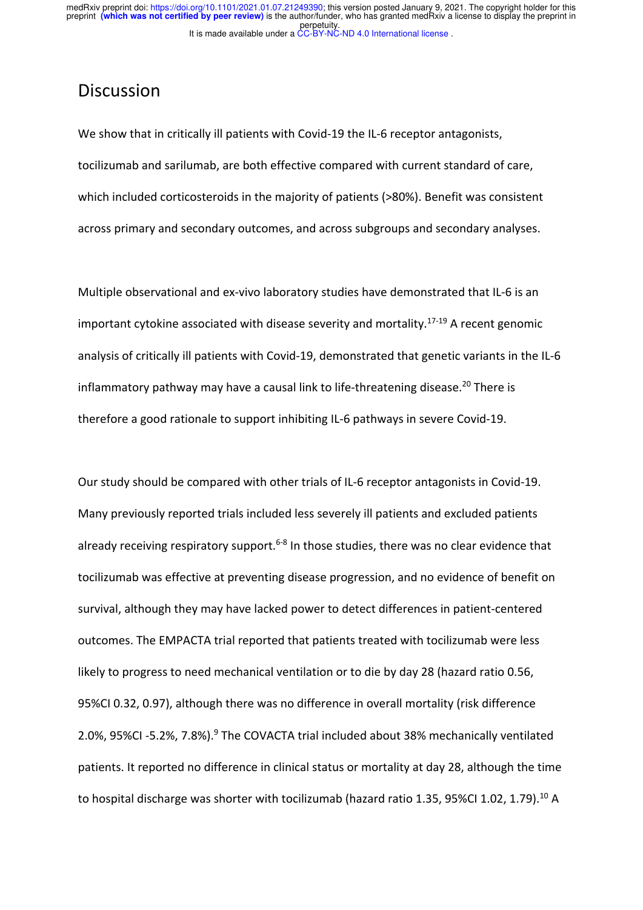## Discussion

We show that in critically ill patients with Covid-19 the IL-6 receptor antagonists, tocilizumab and sarilumab, are both effective compared with current standard of care, which included corticosteroids in the majority of patients (>80%). Benefit was consistent across primary and secondary outcomes, and across subgroups and secondary analyses.

Multiple observational and ex-vivo laboratory studies have demonstrated that IL-6 is an important cytokine associated with disease severity and mortality.[17-19] A recent genomic analysis of critically ill patients with Covid-19, demonstrated that genetic variants in the IL-6 inflammatory pathway may have a causal link to life-threatening disease.[20] There is therefore a good rationale to support inhibiting IL-6 pathways in severe Covid-19.

Our study should be compared with other trials of IL-6 receptor antagonists in Covid-19. Many previously reported trials included less severely ill patients and excluded patients already receiving respiratory support.[6-8] In those studies, there was no clear evidence that tocilizumab was effective at preventing disease progression, and no evidence of benefit on survival, although they may have lacked power to detect differences in patient-centered outcomes. The EMPACTA trial reported that patients treated with tocilizumab were less likely to progress to need mechanical ventilation or to die by day 28 (hazard ratio 0.56, 95%CI 0.32, 0.97), although there was no difference in overall mortality (risk difference 2.0%, 95%CI -5.2%, 7.8%).[9] The COVACTA trial included about 38% mechanically ventilated patients. It reported no difference in clinical status or mortality at day 28, although the time to hospital discharge was shorter with tocilizumab (hazard ratio 1.35, 95%CI 1.02, 1.79).[10] A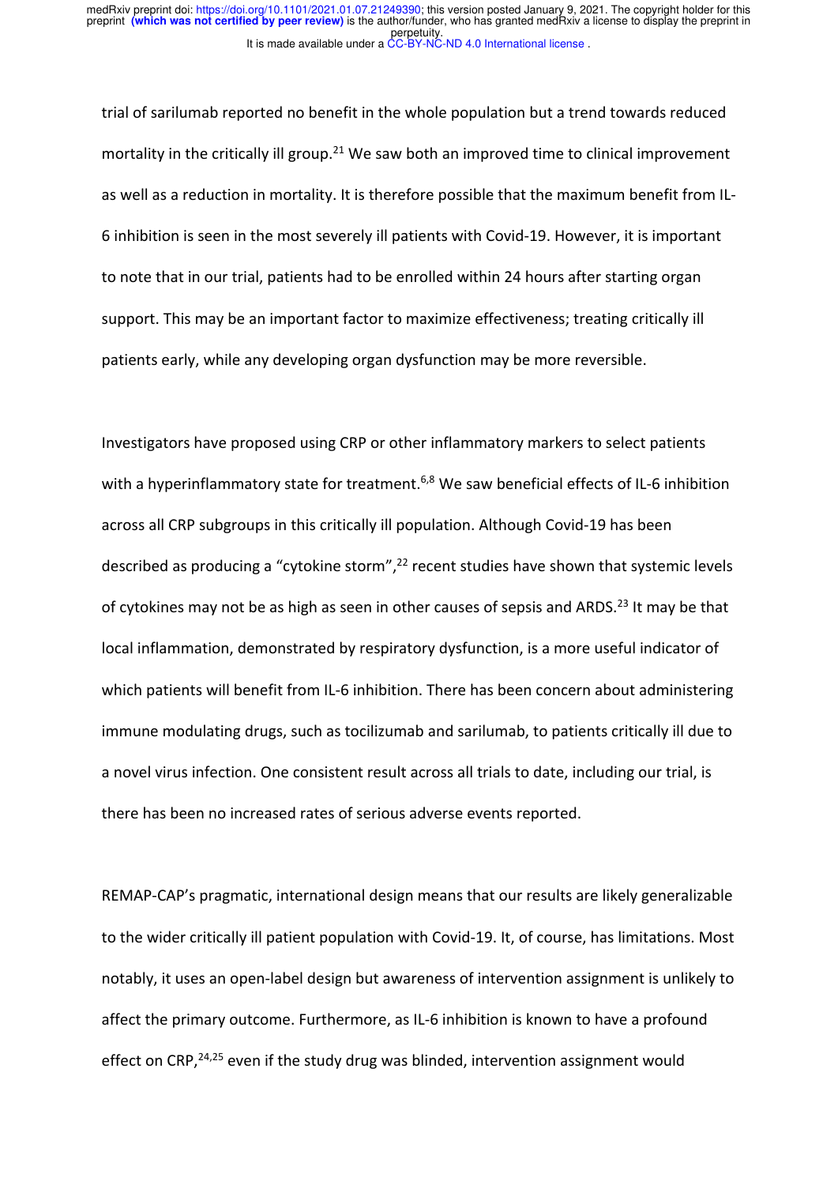trial of sarilumab reported no benefit in the whole population but a trend towards reduced mortality in the critically ill group.[21] We saw both an improved time to clinical improvement as well as a reduction in mortality. It is therefore possible that the maximum benefit from IL-6 inhibition is seen in the most severely ill patients with Covid-19. However, it is important to note that in our trial, patients had to be enrolled within 24 hours after starting organ support. This may be an important factor to maximize effectiveness; treating critically ill patients early, while any developing organ dysfunction may be more reversible.

Investigators have proposed using CRP or other inflammatory markers to select patients with a hyperinflammatory state for treatment.[6,8] We saw beneficial effects of IL-6 inhibition across all CRP subgroups in this critically ill population. Although Covid-19 has been described as producing a "cytokine storm",[22] recent studies have shown that systemic levels of cytokines may not be as high as seen in other causes of sepsis and ARDS.[23] It may be that local inflammation, demonstrated by respiratory dysfunction, is a more useful indicator of which patients will benefit from IL-6 inhibition. There has been concern about administering immune modulating drugs, such as tocilizumab and sarilumab, to patients critically ill due to a novel virus infection. One consistent result across all trials to date, including our trial, is there has been no increased rates of serious adverse events reported.

REMAP-CAP's pragmatic, international design means that our results are likely generalizable to the wider critically ill patient population with Covid-19. It, of course, has limitations. Most notably, it uses an open-label design but awareness of intervention assignment is unlikely to affect the primary outcome. Furthermore, as IL-6 inhibition is known to have a profound effect on CRP,[24,25] even if the study drug was blinded, intervention assignment would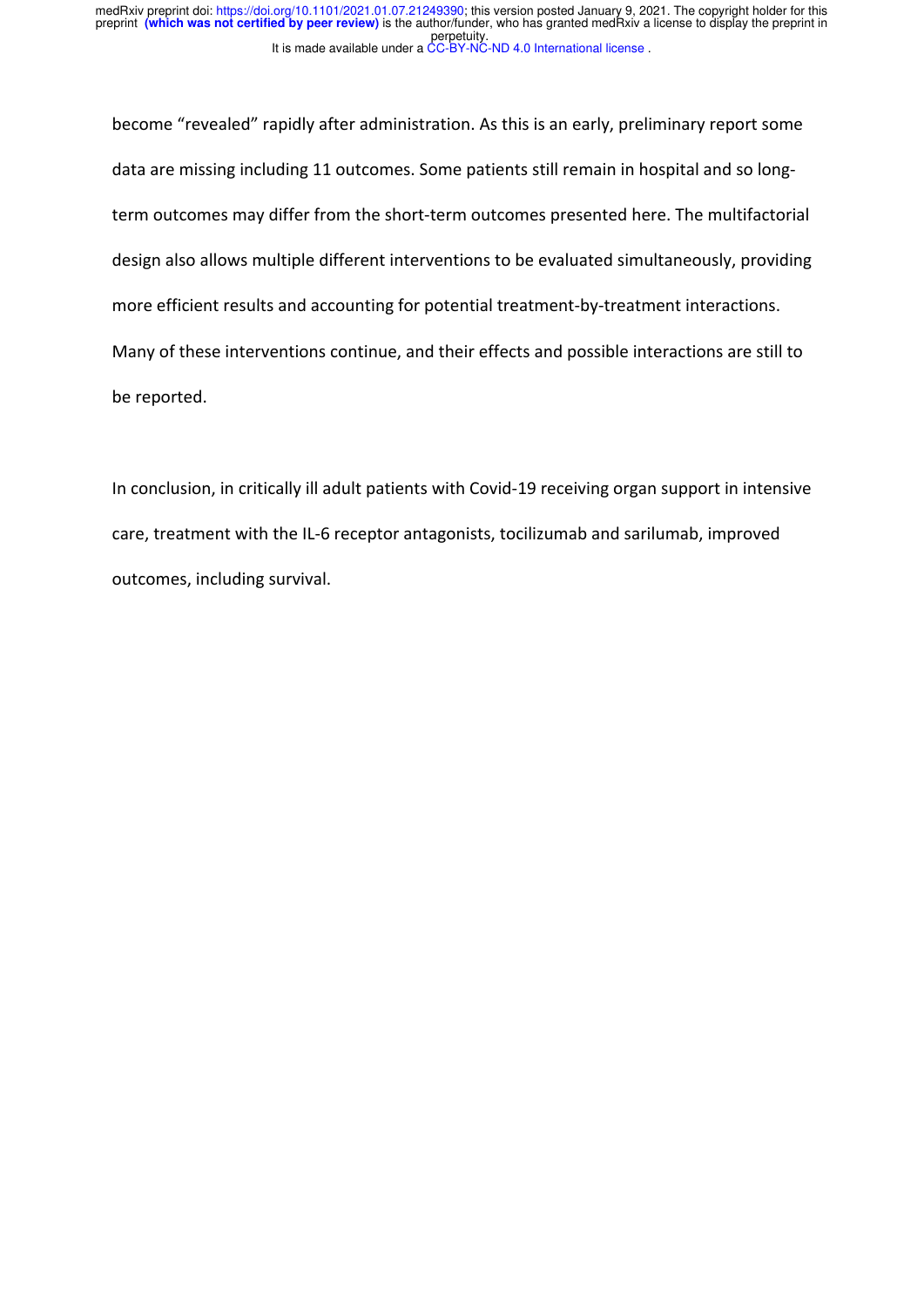become "revealed" rapidly after administration. As this is an early, preliminary report some data are missing including 11 outcomes. Some patients still remain in hospital and so long-term outcomes may differ from the short-term outcomes presented here. The multifactorial design also allows multiple different interventions to be evaluated simultaneously, providing more efficient results and accounting for potential treatment-by-treatment interactions. Many of these interventions continue, and their effects and possible interactions are still to be reported.

In conclusion, in critically ill adult patients with Covid-19 receiving organ support in intensive care, treatment with the IL-6 receptor antagonists, tocilizumab and sarilumab, improved outcomes, including survival.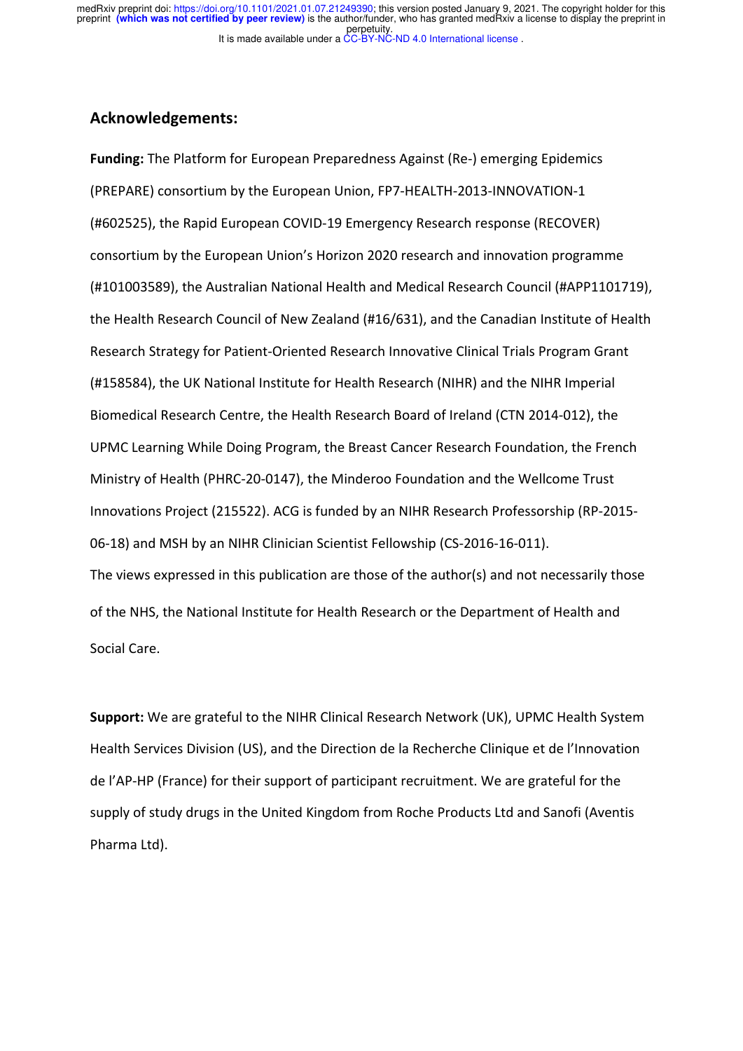## Acknowledgements:

**Funding:** The Platform for European Preparedness Against (Re-) emerging Epidemics (PREPARE) consortium by the European Union, FP7-HEALTH-2013-INNOVATION-1 (#602525), the Rapid European COVID-19 Emergency Research response (RECOVER) consortium by the European Union's Horizon 2020 research and innovation programme (#101003589), the Australian National Health and Medical Research Council (#APP1101719), the Health Research Council of New Zealand (#16/631), and the Canadian Institute of Health Research Strategy for Patient-Oriented Research Innovative Clinical Trials Program Grant (#158584), the UK National Institute for Health Research (NIHR) and the NIHR Imperial Biomedical Research Centre, the Health Research Board of Ireland (CTN 2014-012), the UPMC Learning While Doing Program, the Breast Cancer Research Foundation, the French Ministry of Health (PHRC-20-0147), the Minderoo Foundation and the Wellcome Trust Innovations Project (215522). ACG is funded by an NIHR Research Professorship (RP-2015-06-18) and MSH by an NIHR Clinician Scientist Fellowship (CS-2016-16-011). The views expressed in this publication are those of the author(s) and not necessarily those of the NHS, the National Institute for Health Research or the Department of Health and Social Care.

**Support:** We are grateful to the NIHR Clinical Research Network (UK), UPMC Health System Health Services Division (US), and the Direction de la Recherche Clinique et de l'Innovation de l'AP-HP (France) for their support of participant recruitment. We are grateful for the supply of study drugs in the United Kingdom from Roche Products Ltd and Sanofi (Aventis Pharma Ltd).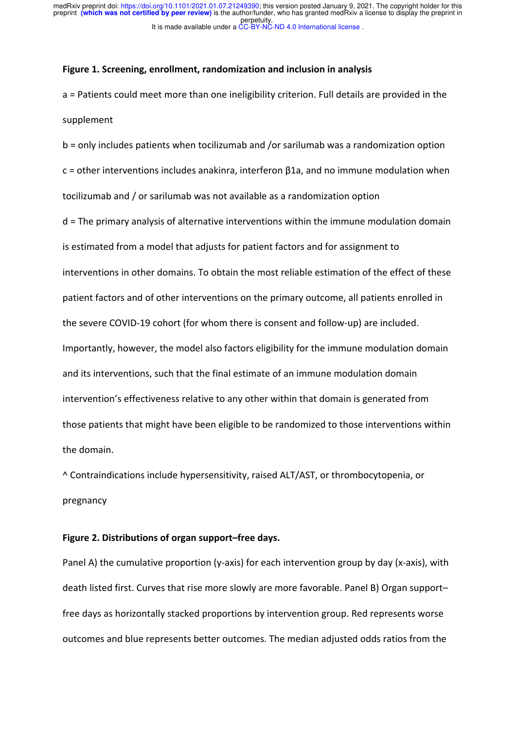**Figure 1. Screening, enrollment, randomization and inclusion in analysis**

a = Patients could meet more than one ineligibility criterion. Full details are provided in the supplement

b = only includes patients when tocilizumab and /or sarilumab was a randomization option

c = other interventions includes anakinra, interferon β1a, and no immune modulation when tocilizumab and / or sarilumab was not available as a randomization option

d = The primary analysis of alternative interventions within the immune modulation domain is estimated from a model that adjusts for patient factors and for assignment to interventions in other domains. To obtain the most reliable estimation of the effect of these patient factors and of other interventions on the primary outcome, all patients enrolled in the severe COVID-19 cohort (for whom there is consent and follow-up) are included. Importantly, however, the model also factors eligibility for the immune modulation domain and its interventions, such that the final estimate of an immune modulation domain intervention's effectiveness relative to any other within that domain is generated from those patients that might have been eligible to be randomized to those interventions within the domain.

^ Contraindications include hypersensitivity, raised ALT/AST, or thrombocytopenia, or pregnancy

**Figure 2. Distributions of organ support–free days.**

Panel A) the cumulative proportion (y-axis) for each intervention group by day (x-axis), with death listed first. Curves that rise more slowly are more favorable. Panel B) Organ support–free days as horizontally stacked proportions by intervention group. Red represents worse outcomes and blue represents better outcomes. The median adjusted odds ratios from the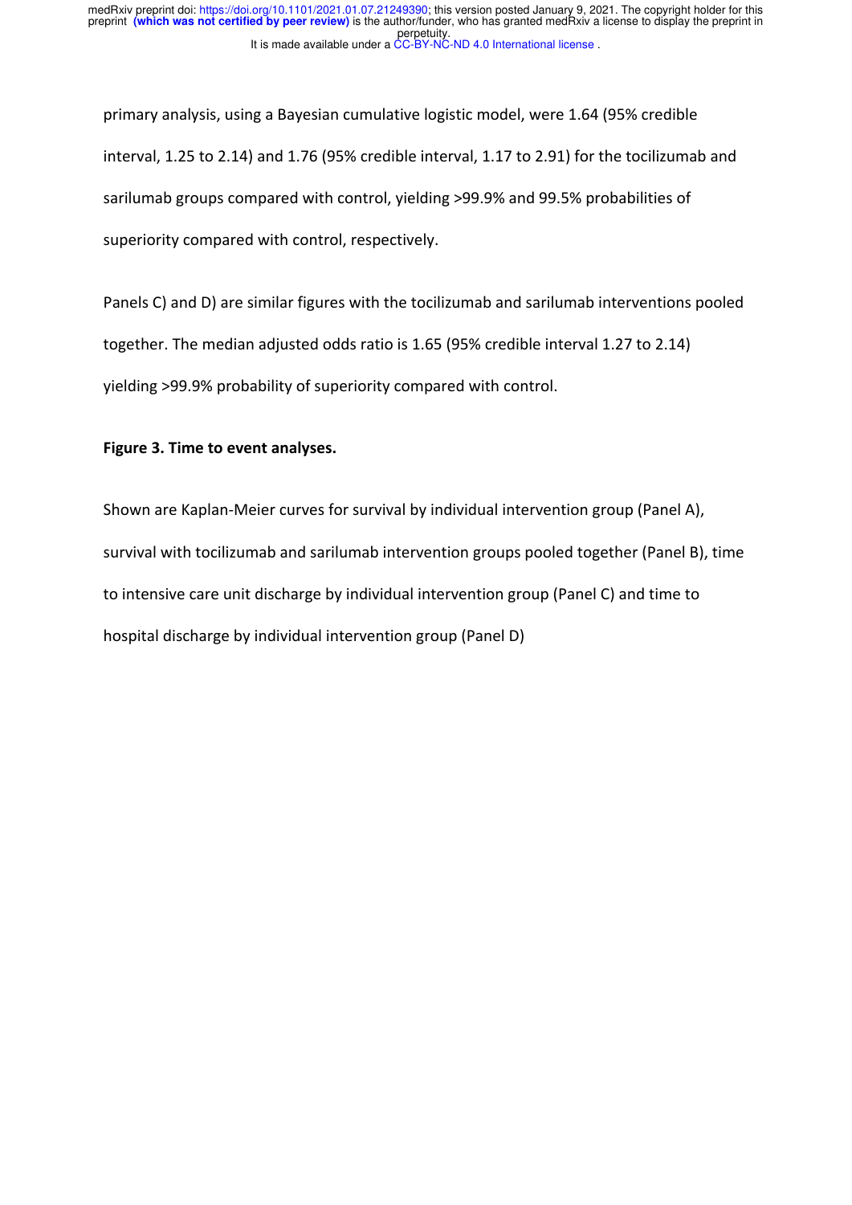primary analysis, using a Bayesian cumulative logistic model, were 1.64 (95% credible interval, 1.25 to 2.14) and 1.76 (95% credible interval, 1.17 to 2.91) for the tocilizumab and sarilumab groups compared with control, yielding >99.9% and 99.5% probabilities of superiority compared with control, respectively.

Panels C) and D) are similar figures with the tocilizumab and sarilumab interventions pooled together. The median adjusted odds ratio is 1.65 (95% credible interval 1.27 to 2.14) yielding >99.9% probability of superiority compared with control.

**Figure 3. Time to event analyses.**

Shown are Kaplan-Meier curves for survival by individual intervention group (Panel A), survival with tocilizumab and sarilumab intervention groups pooled together (Panel B), time to intensive care unit discharge by individual intervention group (Panel C) and time to hospital discharge by individual intervention group (Panel D)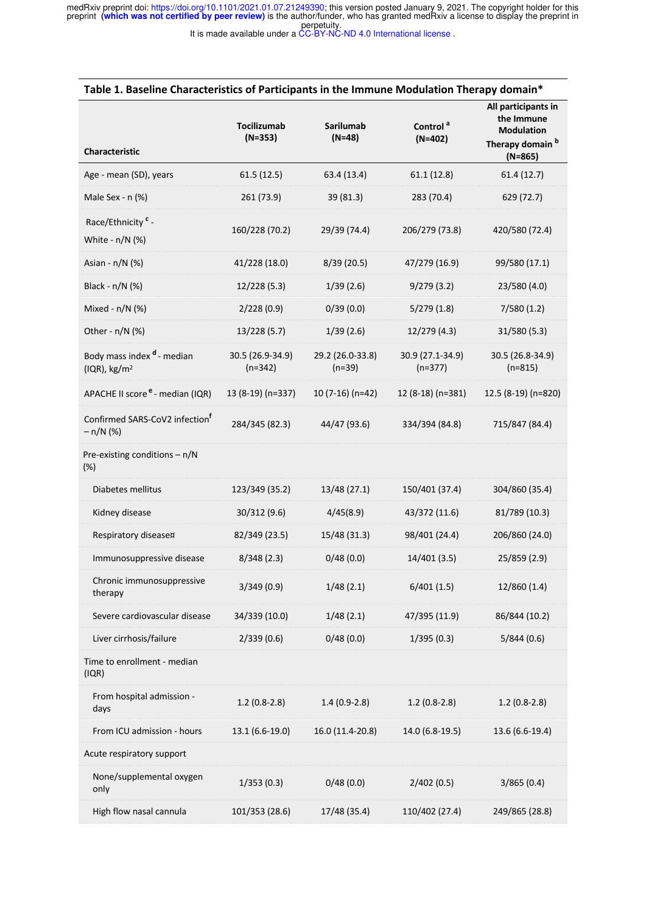**Table 1. Baseline Characteristics of Participants in the Immune Modulation Therapy domain***

| Characteristic | Tocilizumab (N=353) | Sarilumab (N=48) | Control [a] (N=402) | All participants in the Immune Modulation Therapy domain [b] (N=865) |
|---|---|---|---|---|
| Age - mean (SD), years | 61.5 (12.5) | 63.4 (13.4) | 61.1 (12.8) | 61.4 (12.7) |
| Male Sex - n (%) | 261 (73.9) | 39 (81.3) | 283 (70.4) | 629 (72.7) |
| Race/Ethnicity [c] - White - n/N (%) | 160/228 (70.2) | 29/39 (74.4) | 206/279 (73.8) | 420/580 (72.4) |
| Asian - n/N (%) | 41/228 (18.0) | 8/39 (20.5) | 47/279 (16.9) | 99/580 (17.1) |
| Black - n/N (%) | 12/228 (5.3) | 1/39 (2.6) | 9/279 (3.2) | 23/580 (4.0) |
| Mixed - n/N (%) | 2/228 (0.9) | 0/39 (0.0) | 5/279 (1.8) | 7/580 (1.2) |
| Other - n/N (%) | 13/228 (5.7) | 1/39 (2.6) | 12/279 (4.3) | 31/580 (5.3) |
| Body mass index [d] - median (IQR), kg/m² | 30.5 (26.9-34.9) (n=342) | 29.2 (26.0-33.8) (n=39) | 30.9 (27.1-34.9) (n=377) | 30.5 (26.8-34.9) (n=815) |
| APACHE II score [e] - median (IQR) | 13 (8-19) (n=337) | 10 (7-16) (n=42) | 12 (8-18) (n=381) | 12.5 (8-19) (n=820) |
| Confirmed SARS-CoV2 infection[f] – n/N (%) | 284/345 (82.3) | 44/47 (93.6) | 334/394 (84.8) | 715/847 (84.4) |
| Pre-existing conditions – n/N (%) | | | | |
| Diabetes mellitus | 123/349 (35.2) | 13/48 (27.1) | 150/401 (37.4) | 304/860 (35.4) |
| Kidney disease | 30/312 (9.6) | 4/45(8.9) | 43/372 (11.6) | 81/789 (10.3) |
| Respiratory disease¤ | 82/349 (23.5) | 15/48 (31.3) | 98/401 (24.4) | 206/860 (24.0) |
| Immunosuppressive disease | 8/348 (2.3) | 0/48 (0.0) | 14/401 (3.5) | 25/859 (2.9) |
| Chronic immunosuppressive therapy | 3/349 (0.9) | 1/48 (2.1) | 6/401 (1.5) | 12/860 (1.4) |
| Severe cardiovascular disease | 34/339 (10.0) | 1/48 (2.1) | 47/395 (11.9) | 86/844 (10.2) |
| Liver cirrhosis/failure | 2/339 (0.6) | 0/48 (0.0) | 1/395 (0.3) | 5/844 (0.6) |
| Time to enrollment - median (IQR) | | | | |
| From hospital admission - days | 1.2 (0.8-2.8) | 1.4 (0.9-2.8) | 1.2 (0.8-2.8) | 1.2 (0.8-2.8) |
| From ICU admission - hours | 13.1 (6.6-19.0) | 16.0 (11.4-20.8) | 14.0 (6.8-19.5) | 13.6 (6.6-19.4) |
| Acute respiratory support | | | | |
| None/supplemental oxygen only | 1/353 (0.3) | 0/48 (0.0) | 2/402 (0.5) | 3/865 (0.4) |
| High flow nasal cannula | 101/353 (28.6) | 17/48 (35.4) | 110/402 (27.4) | 249/865 (28.8) |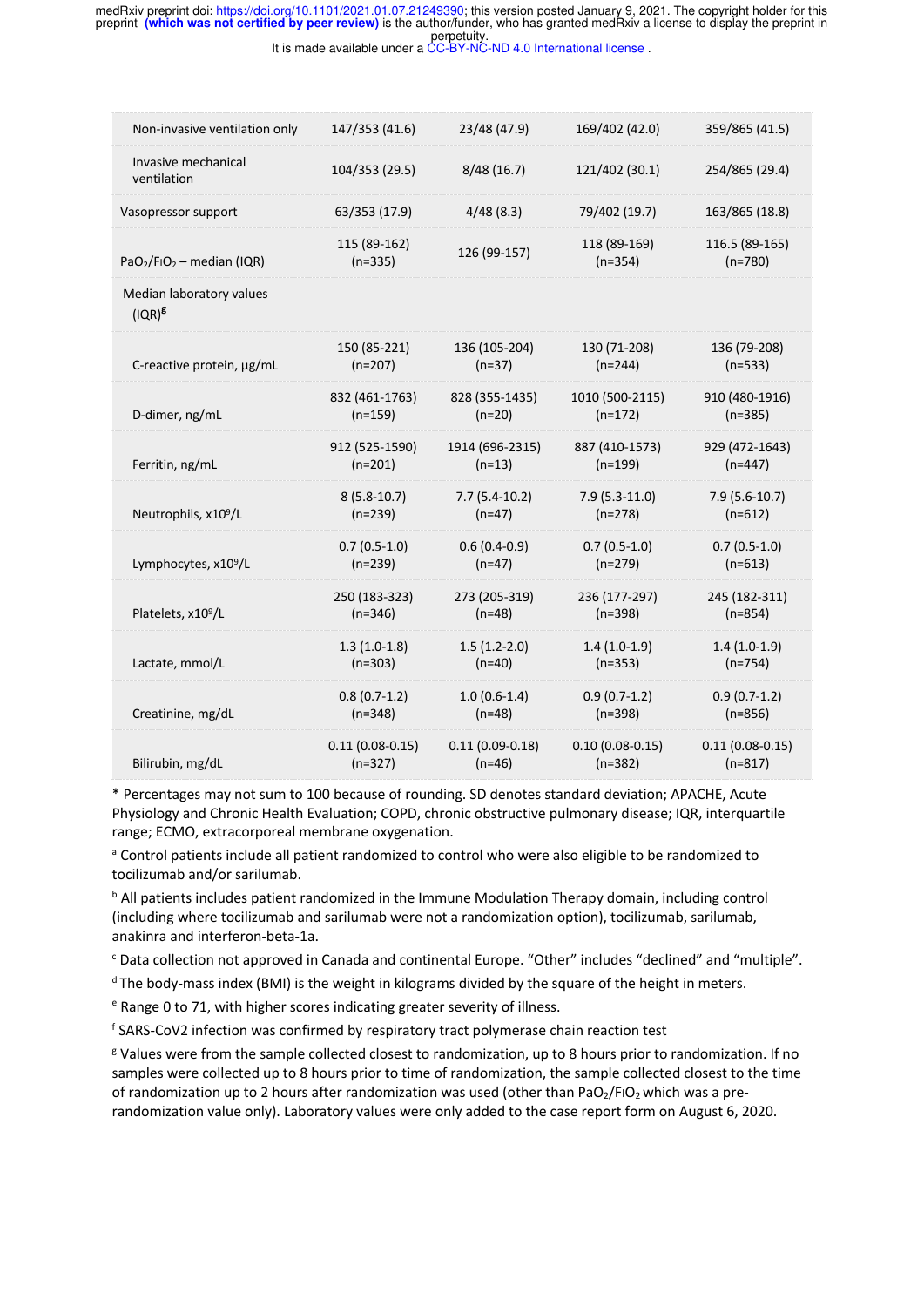| | | | | |
|---|---|---|---|---|
| Non-invasive ventilation only | 147/353 (41.6) | 23/48 (47.9) | 169/402 (42.0) | 359/865 (41.5) |
| Invasive mechanical ventilation | 104/353 (29.5) | 8/48 (16.7) | 121/402 (30.1) | 254/865 (29.4) |
| Vasopressor support | 63/353 (17.9) | 4/48 (8.3) | 79/402 (19.7) | 163/865 (18.8) |
| $PaO_2/FiO_2$ – median (IQR) | 115 (89-162) (n=335) | 126 (99-157) | 118 (89-169) (n=354) | 116.5 (89-165) (n=780) |
| Median laboratory values (IQR)[g] | | | | |
| C-reactive protein, µg/mL | 150 (85-221) (n=207) | 136 (105-204) (n=37) | 130 (71-208) (n=244) | 136 (79-208) (n=533) |
| D-dimer, ng/mL | 832 (461-1763) (n=159) | 828 (355-1435) (n=20) | 1010 (500-2115) (n=172) | 910 (480-1916) (n=385) |
| Ferritin, ng/mL | 912 (525-1590) (n=201) | 1914 (696-2315) (n=13) | 887 (410-1573) (n=199) | 929 (472-1643) (n=447) |
| Neutrophils, $x10^9/L$ | 8 (5.8-10.7) (n=239) | 7.7 (5.4-10.2) (n=47) | 7.9 (5.3-11.0) (n=278) | 7.9 (5.6-10.7) (n=612) |
| Lymphocytes, $x10^9/L$ | 0.7 (0.5-1.0) (n=239) | 0.6 (0.4-0.9) (n=47) | 0.7 (0.5-1.0) (n=279) | 0.7 (0.5-1.0) (n=613) |
| Platelets, $x10^9/L$ | 250 (183-323) (n=346) | 273 (205-319) (n=48) | 236 (177-297) (n=398) | 245 (182-311) (n=854) |
| Lactate, mmol/L | 1.3 (1.0-1.8) (n=303) | 1.5 (1.2-2.0) (n=40) | 1.4 (1.0-1.9) (n=353) | 1.4 (1.0-1.9) (n=754) |
| Creatinine, mg/dL | 0.8 (0.7-1.2) (n=348) | 1.0 (0.6-1.4) (n=48) | 0.9 (0.7-1.2) (n=398) | 0.9 (0.7-1.2) (n=856) |
| Bilirubin, mg/dL | 0.11 (0.08-0.15) (n=327) | 0.11 (0.09-0.18) (n=46) | 0.10 (0.08-0.15) (n=382) | 0.11 (0.08-0.15) (n=817) |

* Percentages may not sum to 100 because of rounding. SD denotes standard deviation; APACHE, Acute Physiology and Chronic Health Evaluation; COPD, chronic obstructive pulmonary disease; IQR, interquartile range; ECMO, extracorporeal membrane oxygenation.

[a] Control patients include all patient randomized to control who were also eligible to be randomized to tocilizumab and/or sarilumab.

[b] All patients includes patient randomized in the Immune Modulation Therapy domain, including control (including where tocilizumab and sarilumab were not a randomization option), tocilizumab, sarilumab, anakinra and interferon-beta-1a.

[c] Data collection not approved in Canada and continental Europe. "Other" includes "declined" and "multiple".

[d] The body-mass index (BMI) is the weight in kilograms divided by the square of the height in meters.

[e] Range 0 to 71, with higher scores indicating greater severity of illness.

[f] SARS-CoV2 infection was confirmed by respiratory tract polymerase chain reaction test

[g] Values were from the sample collected closest to randomization, up to 8 hours prior to randomization. If no samples were collected up to 8 hours prior to time of randomization, the sample collected closest to the time of randomization up to 2 hours after randomization was used (other than $PaO_2/FiO_2$ which was a pre-randomization value only). Laboratory values were only added to the case report form on August 6, 2020.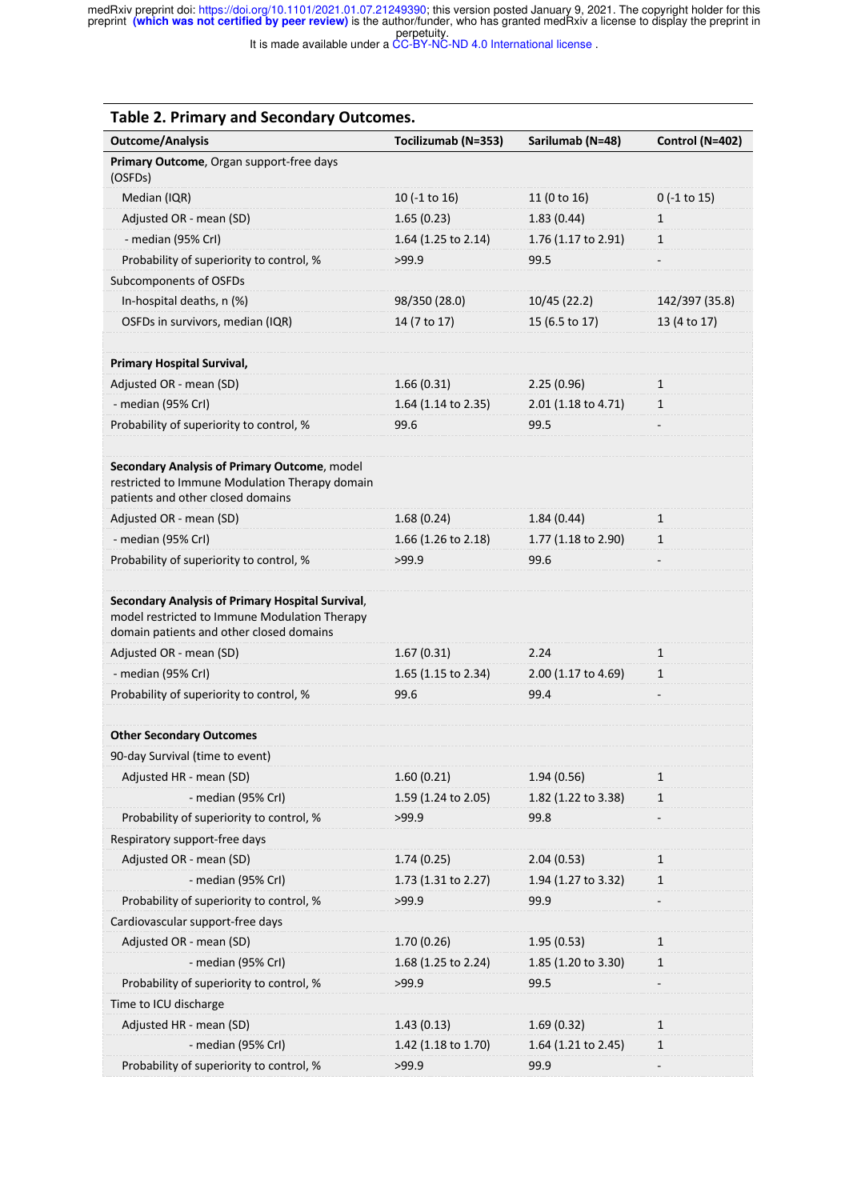## Table 2. Primary and Secondary Outcomes.

| Outcome/Analysis | Tocilizumab (N=353) | Sarilumab (N=48) | Control (N=402) |
|---|---|---|---|
| **Primary Outcome**, Organ support-free days (OSFDs) | | | |
| Median (IQR) | 10 (-1 to 16) | 11 (0 to 16) | 0 (-1 to 15) |
| Adjusted OR - mean (SD) | 1.65 (0.23) | 1.83 (0.44) | 1 |
| - median (95% CrI) | 1.64 (1.25 to 2.14) | 1.76 (1.17 to 2.91) | 1 |
| Probability of superiority to control, % | >99.9 | 99.5 | - |
| Subcomponents of OSFDs | | | |
| In-hospital deaths, n (%) | 98/350 (28.0) | 10/45 (22.2) | 142/397 (35.8) |
| OSFDs in survivors, median (IQR) | 14 (7 to 17) | 15 (6.5 to 17) | 13 (4 to 17) |
| | | | |
| **Primary Hospital Survival,** | | | |
| Adjusted OR - mean (SD) | 1.66 (0.31) | 2.25 (0.96) | 1 |
| - median (95% CrI) | 1.64 (1.14 to 2.35) | 2.01 (1.18 to 4.71) | 1 |
| Probability of superiority to control, % | 99.6 | 99.5 | - |
| | | | |
| **Secondary Analysis of Primary Outcome**, model restricted to Immune Modulation Therapy domain patients and other closed domains | | | |
| Adjusted OR - mean (SD) | 1.68 (0.24) | 1.84 (0.44) | 1 |
| - median (95% CrI) | 1.66 (1.26 to 2.18) | 1.77 (1.18 to 2.90) | 1 |
| Probability of superiority to control, % | >99.9 | 99.6 | - |
| | | | |
| **Secondary Analysis of Primary Hospital Survival**, model restricted to Immune Modulation Therapy domain patients and other closed domains | | | |
| Adjusted OR - mean (SD) | 1.67 (0.31) | 2.24 | 1 |
| - median (95% CrI) | 1.65 (1.15 to 2.34) | 2.00 (1.17 to 4.69) | 1 |
| Probability of superiority to control, % | 99.6 | 99.4 | - |
| | | | |
| **Other Secondary Outcomes** | | | |
| 90-day Survival (time to event) | | | |
| Adjusted HR - mean (SD) | 1.60 (0.21) | 1.94 (0.56) | 1 |
| - median (95% CrI) | 1.59 (1.24 to 2.05) | 1.82 (1.22 to 3.38) | 1 |
| Probability of superiority to control, % | >99.9 | 99.8 | - |
| Respiratory support-free days | | | |
| Adjusted OR - mean (SD) | 1.74 (0.25) | 2.04 (0.53) | 1 |
| - median (95% CrI) | 1.73 (1.31 to 2.27) | 1.94 (1.27 to 3.32) | 1 |
| Probability of superiority to control, % | >99.9 | 99.9 | - |
| Cardiovascular support-free days | | | |
| Adjusted OR - mean (SD) | 1.70 (0.26) | 1.95 (0.53) | 1 |
| - median (95% CrI) | 1.68 (1.25 to 2.24) | 1.85 (1.20 to 3.30) | 1 |
| Probability of superiority to control, % | >99.9 | 99.5 | - |
| Time to ICU discharge | | | |
| Adjusted HR - mean (SD) | 1.43 (0.13) | 1.69 (0.32) | 1 |
| - median (95% CrI) | 1.42 (1.18 to 1.70) | 1.64 (1.21 to 2.45) | 1 |
| Probability of superiority to control, % | >99.9 | 99.9 | - |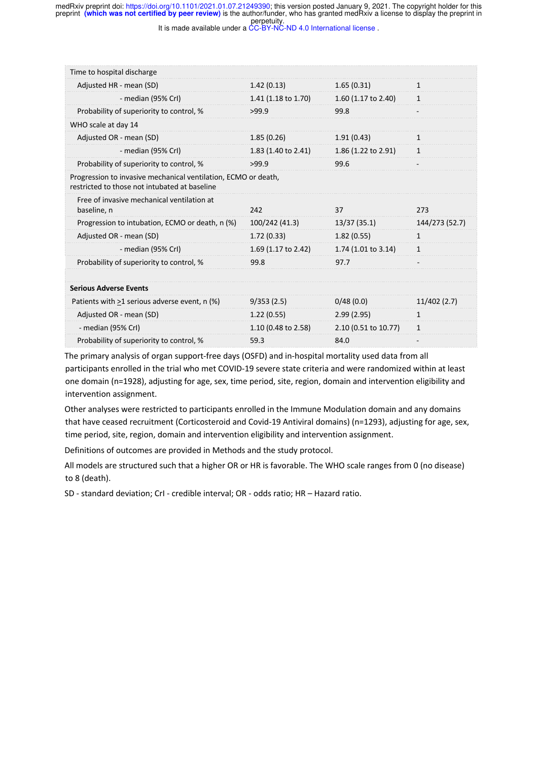| | | | |
|---|---|---|---|
| Time to hospital discharge | | | |
| Adjusted HR - mean (SD) | 1.42 (0.13) | 1.65 (0.31) | 1 |
| - median (95% CrI) | 1.41 (1.18 to 1.70) | 1.60 (1.17 to 2.40) | 1 |
| Probability of superiority to control, % | >99.9 | 99.8 | - |
| WHO scale at day 14 | | | |
| Adjusted OR - mean (SD) | 1.85 (0.26) | 1.91 (0.43) | 1 |
| - median (95% CrI) | 1.83 (1.40 to 2.41) | 1.86 (1.22 to 2.91) | 1 |
| Probability of superiority to control, % | >99.9 | 99.6 | - |
| Progression to invasive mechanical ventilation, ECMO or death, restricted to those not intubated at baseline | | | |
| Free of invasive mechanical ventilation at baseline, n | 242 | 37 | 273 |
| Progression to intubation, ECMO or death, n (%) | 100/242 (41.3) | 13/37 (35.1) | 144/273 (52.7) |
| Adjusted OR - mean (SD) | 1.72 (0.33) | 1.82 (0.55) | 1 |
| - median (95% CrI) | 1.69 (1.17 to 2.42) | 1.74 (1.01 to 3.14) | 1 |
| Probability of superiority to control, % | 99.8 | 97.7 | - |
| | | | |
| **Serious Adverse Events** | | | |
| Patients with ≥1 serious adverse event, n (%) | 9/353 (2.5) | 0/48 (0.0) | 11/402 (2.7) |
| Adjusted OR - mean (SD) | 1.22 (0.55) | 2.99 (2.95) | 1 |
| - median (95% CrI) | 1.10 (0.48 to 2.58) | 2.10 (0.51 to 10.77) | 1 |
| Probability of superiority to control, % | 59.3 | 84.0 | - |

The primary analysis of organ support-free days (OSFD) and in-hospital mortality used data from all participants enrolled in the trial who met COVID-19 severe state criteria and were randomized within at least one domain (n=1928), adjusting for age, sex, time period, site, region, domain and intervention eligibility and intervention assignment.

Other analyses were restricted to participants enrolled in the Immune Modulation domain and any domains that have ceased recruitment (Corticosteroid and Covid-19 Antiviral domains) (n=1293), adjusting for age, sex, time period, site, region, domain and intervention eligibility and intervention assignment.

Definitions of outcomes are provided in Methods and the study protocol.

All models are structured such that a higher OR or HR is favorable. The WHO scale ranges from 0 (no disease) to 8 (death).

SD - standard deviation; CrI - credible interval; OR - odds ratio; HR – Hazard ratio.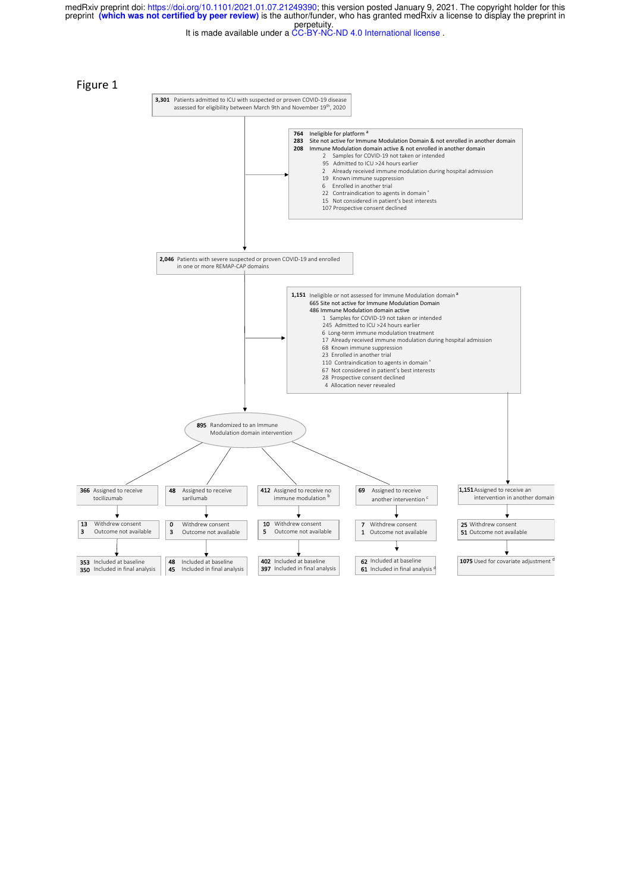# Figure 1

**3,301** Patients admitted to ICU with suspected or proven COVID-19 disease assessed for eligibility between March 9th and November 19th, 2020

**764** Ineligible for platform [a]
**283** Site not active for Immune Modulation Domain & not enrolled in another domain
**208** Immune Modulation domain active & not enrolled in another domain
- 2 Samples for COVID-19 not taken or intended
- 95 Admitted to ICU >24 hours earlier
- 2 Already received immune modulation during hospital admission
- 19 Known immune suppression
- 6 Enrolled in another trial
- 22 Contraindication to agents in domain [*]
- 15 Not considered in patient's best interests
- 107 Prospective consent declined

**2,046** Patients with severe suspected or proven COVID-19 and enrolled in one or more REMAP-CAP domains

**1,151** Ineligible or not assessed for Immune Modulation domain [a]
665 Site not active for Immune Modulation Domain
486 Immune Modulation domain active
- 1 Samples for COVID-19 not taken or intended
- 245 Admitted to ICU >24 hours earlier
- 6 Long-term immune modulation treatment
- 17 Already received immune modulation during hospital admission
- 68 Known immune suppression
- 23 Enrolled in another trial
- 110 Contraindication to agents in domain [*]
- 67 Not considered in patient's best interests
- 28 Prospective consent declined
- 4 Allocation never revealed

**895** Randomized to an Immune Modulation domain intervention

| **366** Assigned to receive tocilizumab | **48** Assigned to receive sarilumab | **412** Assigned to receive no immune modulation [b] | **69** Assigned to receive another intervention [c] | **1,151** Assigned to receive an intervention in another domain |
|---|---|---|---|---|
| **13** Withdrew consent; **3** Outcome not available | **0** Withdrew consent; **3** Outcome not available | **10** Withdrew consent; **5** Outcome not available | **7** Withdrew consent; **1** Outcome not available | **25** Withdrew consent; **51** Outcome not available |
| **353** Included at baseline; **350** Included in final analysis | **48** Included at baseline; **45** Included in final analysis | **402** Included at baseline; **397** Included in final analysis | **62** Included at baseline; **61** Included in final analysis [d] | **1075** Used for covariate adjustment [d] |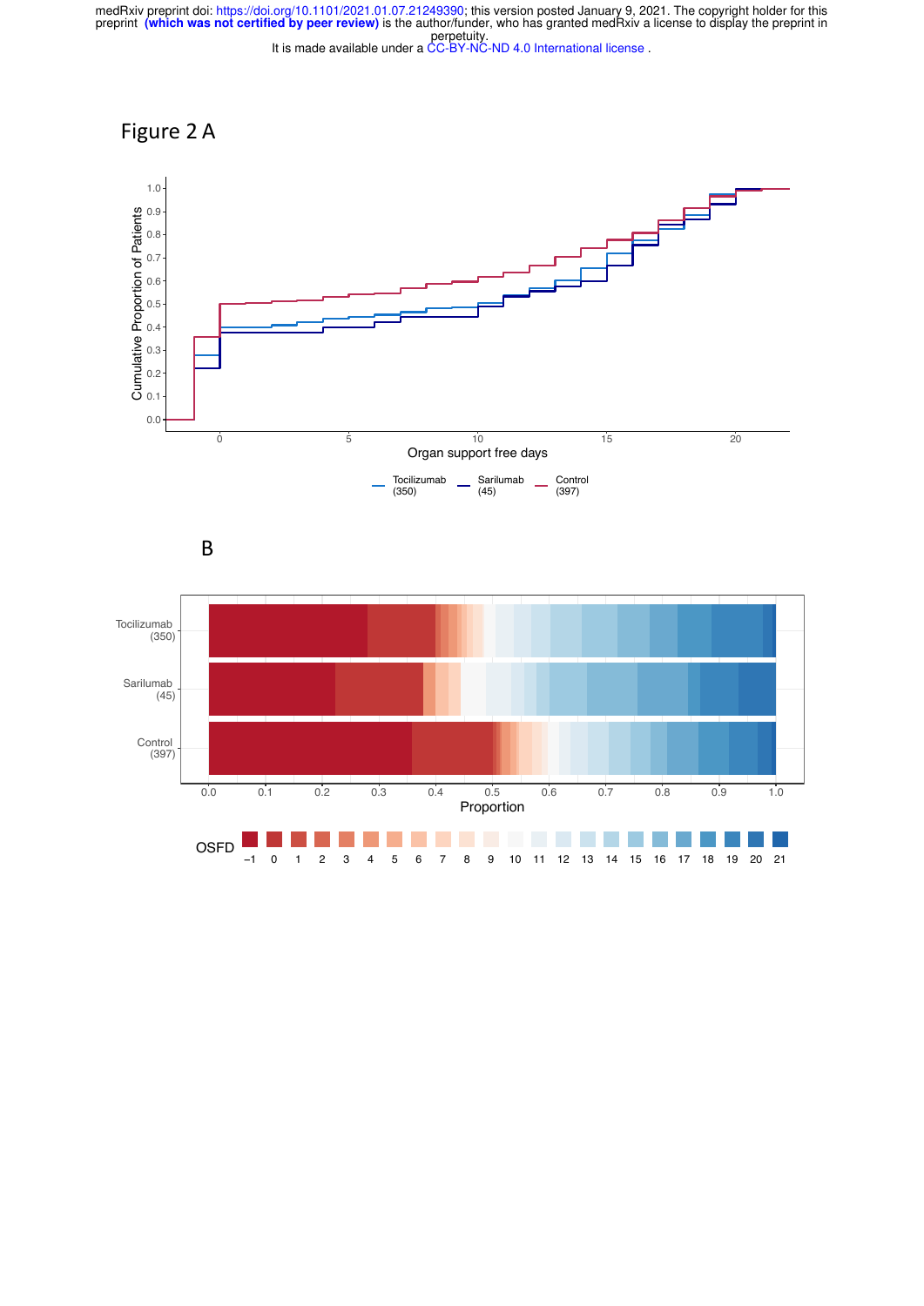Figure 2 A

B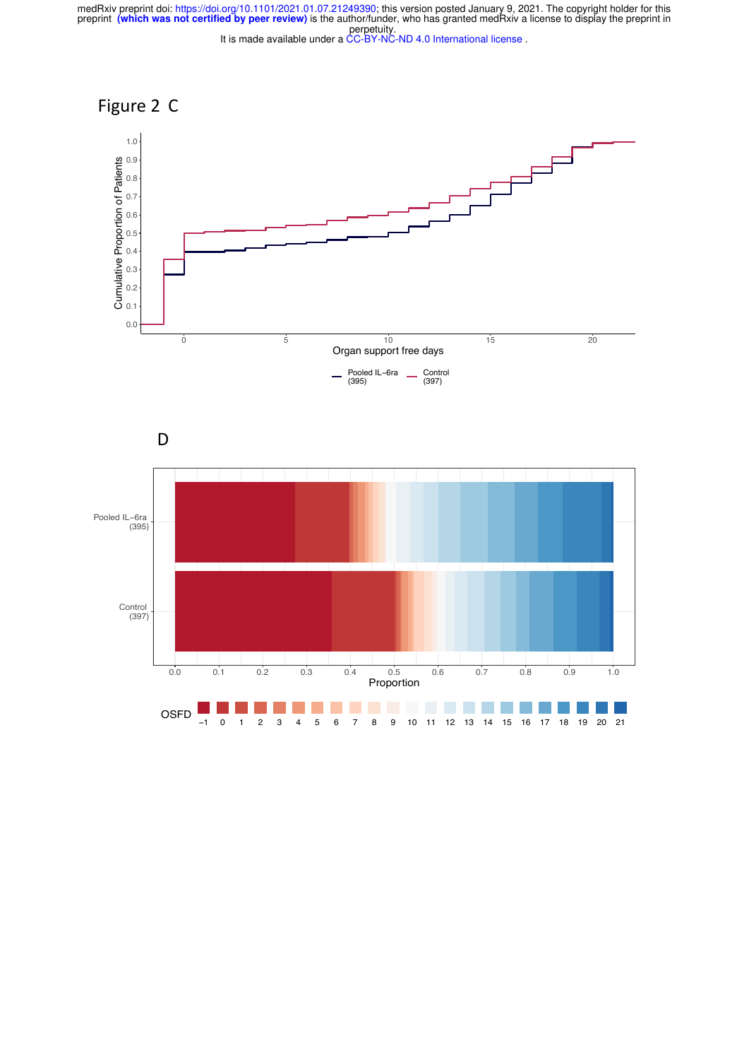Figure 2 C

D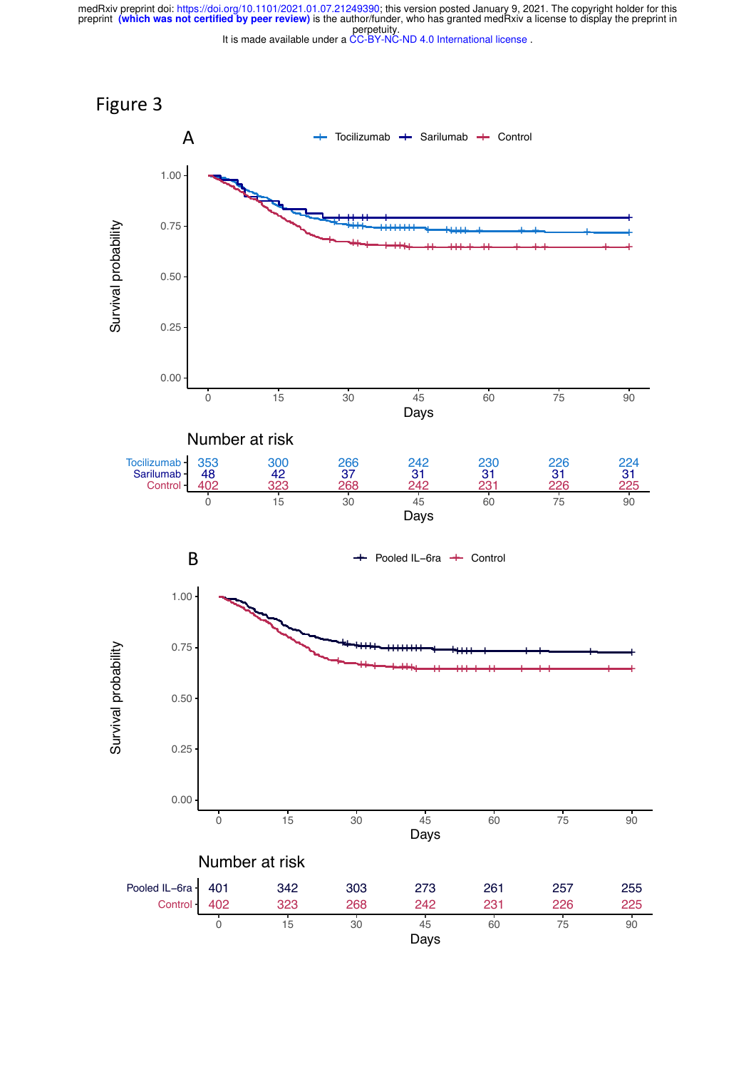# Figure 3

**A**

Tocilizumab, Sarilumab, Control

Survival probability vs Days

Number at risk

| | 0 | 15 | 30 | 45 | 60 | 75 | 90 |
|---|---|---|---|---|---|---|---|
| Tocilizumab | 353 | 300 | 266 | 242 | 230 | 226 | 224 |
| Sarilumab | 48 | 42 | 37 | 31 | 31 | 31 | 31 |
| Control | 402 | 323 | 268 | 242 | 231 | 226 | 225 |

**B**

Pooled IL−6ra, Control

Survival probability vs Days

Number at risk

| | 0 | 15 | 30 | 45 | 60 | 75 | 90 |
|---|---|---|---|---|---|---|---|
| Pooled IL−6ra | 401 | 342 | 303 | 273 | 261 | 257 | 255 |
| Control | 402 | 323 | 268 | 242 | 231 | 226 | 225 |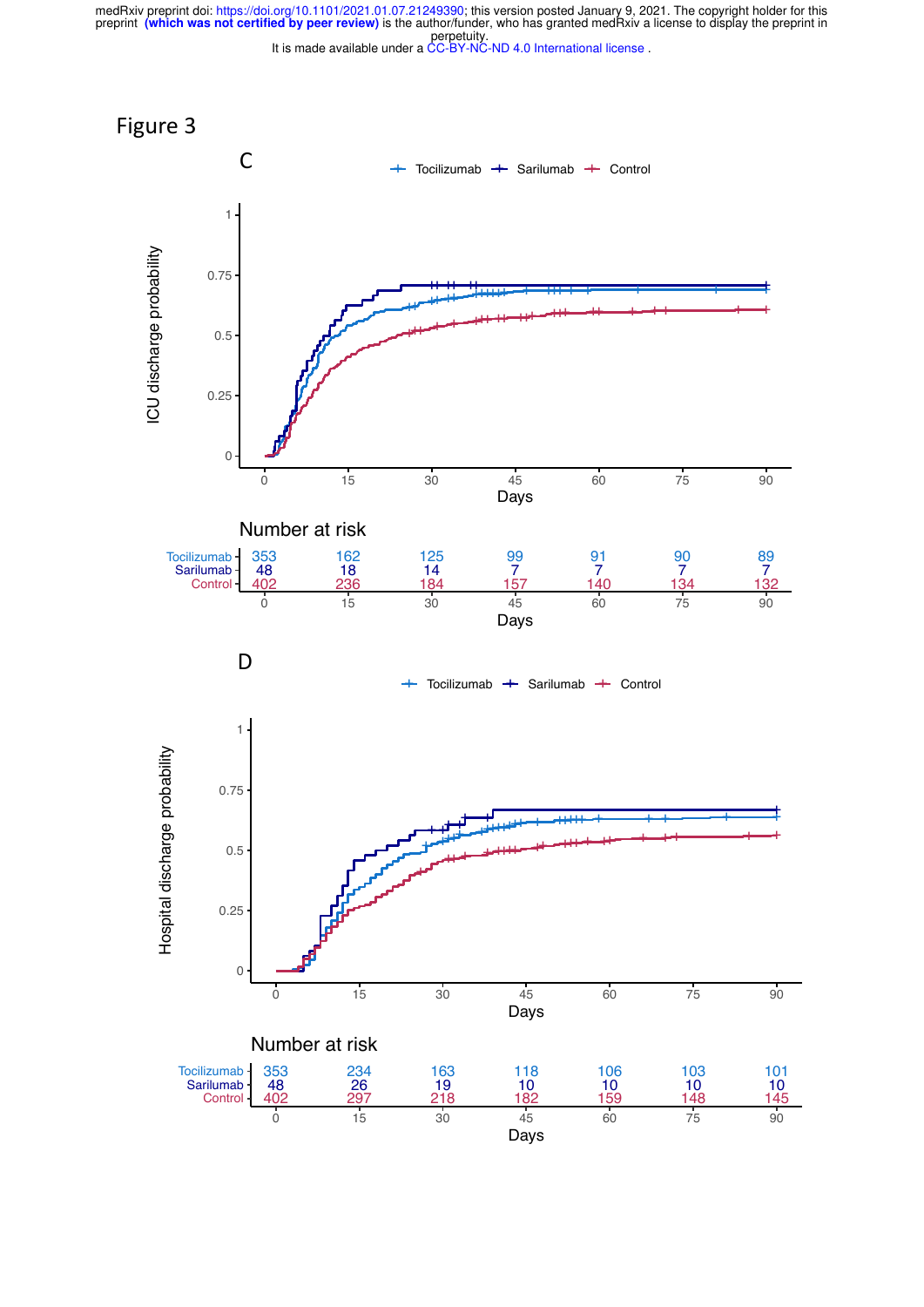Figure 3

C

| | 0 | 15 | 30 | 45 | 60 | 75 | 90 |
|---|---|---|---|---|---|---|---|
| Tocilizumab | 353 | 162 | 125 | 99 | 91 | 90 | 89 |
| Sarilumab | 48 | 18 | 14 | 7 | 7 | 7 | 7 |
| Control | 402 | 236 | 184 | 157 | 140 | 134 | 132 |

D

| | 0 | 15 | 30 | 45 | 60 | 75 | 90 |
|---|---|---|---|---|---|---|---|
| Tocilizumab | 353 | 234 | 163 | 118 | 106 | 103 | 101 |
| Sarilumab | 48 | 26 | 19 | 10 | 10 | 10 | 10 |
| Control | 402 | 297 | 218 | 182 | 159 | 148 | 145 |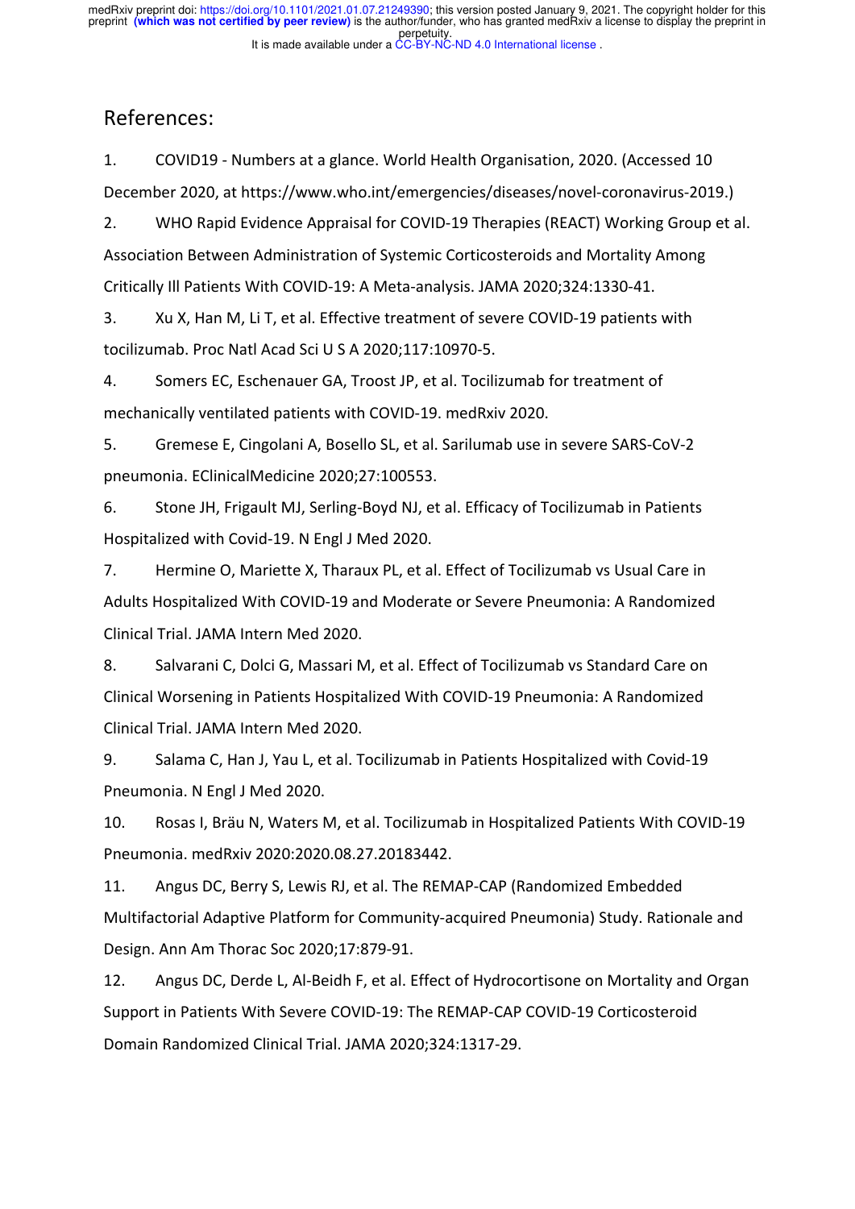## References:

1. COVID19 - Numbers at a glance. World Health Organisation, 2020. (Accessed 10 December 2020, at https://www.who.int/emergencies/diseases/novel-coronavirus-2019.)
2. WHO Rapid Evidence Appraisal for COVID-19 Therapies (REACT) Working Group et al. Association Between Administration of Systemic Corticosteroids and Mortality Among Critically Ill Patients With COVID-19: A Meta-analysis. JAMA 2020;324:1330-41.
3. Xu X, Han M, Li T, et al. Effective treatment of severe COVID-19 patients with tocilizumab. Proc Natl Acad Sci U S A 2020;117:10970-5.
4. Somers EC, Eschenauer GA, Troost JP, et al. Tocilizumab for treatment of mechanically ventilated patients with COVID-19. medRxiv 2020.
5. Gremese E, Cingolani A, Bosello SL, et al. Sarilumab use in severe SARS-CoV-2 pneumonia. EClinicalMedicine 2020;27:100553.
6. Stone JH, Frigault MJ, Serling-Boyd NJ, et al. Efficacy of Tocilizumab in Patients Hospitalized with Covid-19. N Engl J Med 2020.
7. Hermine O, Mariette X, Tharaux PL, et al. Effect of Tocilizumab vs Usual Care in Adults Hospitalized With COVID-19 and Moderate or Severe Pneumonia: A Randomized Clinical Trial. JAMA Intern Med 2020.
8. Salvarani C, Dolci G, Massari M, et al. Effect of Tocilizumab vs Standard Care on Clinical Worsening in Patients Hospitalized With COVID-19 Pneumonia: A Randomized Clinical Trial. JAMA Intern Med 2020.
9. Salama C, Han J, Yau L, et al. Tocilizumab in Patients Hospitalized with Covid-19 Pneumonia. N Engl J Med 2020.
10. Rosas I, Bräu N, Waters M, et al. Tocilizumab in Hospitalized Patients With COVID-19 Pneumonia. medRxiv 2020:2020.08.27.20183442.
11. Angus DC, Berry S, Lewis RJ, et al. The REMAP-CAP (Randomized Embedded Multifactorial Adaptive Platform for Community-acquired Pneumonia) Study. Rationale and Design. Ann Am Thorac Soc 2020;17:879-91.
12. Angus DC, Derde L, Al-Beidh F, et al. Effect of Hydrocortisone on Mortality and Organ Support in Patients With Severe COVID-19: The REMAP-CAP COVID-19 Corticosteroid Domain Randomized Clinical Trial. JAMA 2020;324:1317-29.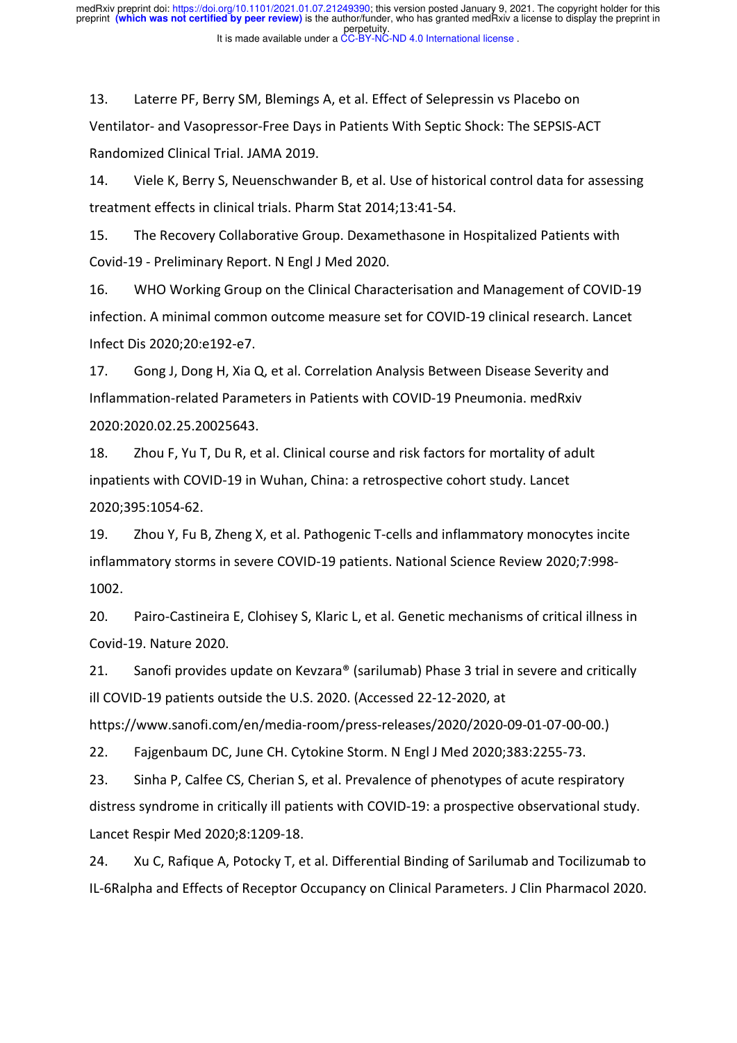13. Laterre PF, Berry SM, Blemings A, et al. Effect of Selepressin vs Placebo on Ventilator- and Vasopressor-Free Days in Patients With Septic Shock: The SEPSIS-ACT Randomized Clinical Trial. JAMA 2019.

14. Viele K, Berry S, Neuenschwander B, et al. Use of historical control data for assessing treatment effects in clinical trials. Pharm Stat 2014;13:41-54.

15. The Recovery Collaborative Group. Dexamethasone in Hospitalized Patients with Covid-19 - Preliminary Report. N Engl J Med 2020.

16. WHO Working Group on the Clinical Characterisation and Management of COVID-19 infection. A minimal common outcome measure set for COVID-19 clinical research. Lancet Infect Dis 2020;20:e192-e7.

17. Gong J, Dong H, Xia Q, et al. Correlation Analysis Between Disease Severity and Inflammation-related Parameters in Patients with COVID-19 Pneumonia. medRxiv 2020:2020.02.25.20025643.

18. Zhou F, Yu T, Du R, et al. Clinical course and risk factors for mortality of adult inpatients with COVID-19 in Wuhan, China: a retrospective cohort study. Lancet 2020;395:1054-62.

19. Zhou Y, Fu B, Zheng X, et al. Pathogenic T-cells and inflammatory monocytes incite inflammatory storms in severe COVID-19 patients. National Science Review 2020;7:998-1002.

20. Pairo-Castineira E, Clohisey S, Klaric L, et al. Genetic mechanisms of critical illness in Covid-19. Nature 2020.

21. Sanofi provides update on Kevzara® (sarilumab) Phase 3 trial in severe and critically ill COVID-19 patients outside the U.S. 2020. (Accessed 22-12-2020, at https://www.sanofi.com/en/media-room/press-releases/2020/2020-09-01-07-00-00.)

22. Fajgenbaum DC, June CH. Cytokine Storm. N Engl J Med 2020;383:2255-73.

23. Sinha P, Calfee CS, Cherian S, et al. Prevalence of phenotypes of acute respiratory distress syndrome in critically ill patients with COVID-19: a prospective observational study. Lancet Respir Med 2020;8:1209-18.

24. Xu C, Rafique A, Potocky T, et al. Differential Binding of Sarilumab and Tocilizumab to IL-6Ralpha and Effects of Receptor Occupancy on Clinical Parameters. J Clin Pharmacol 2020.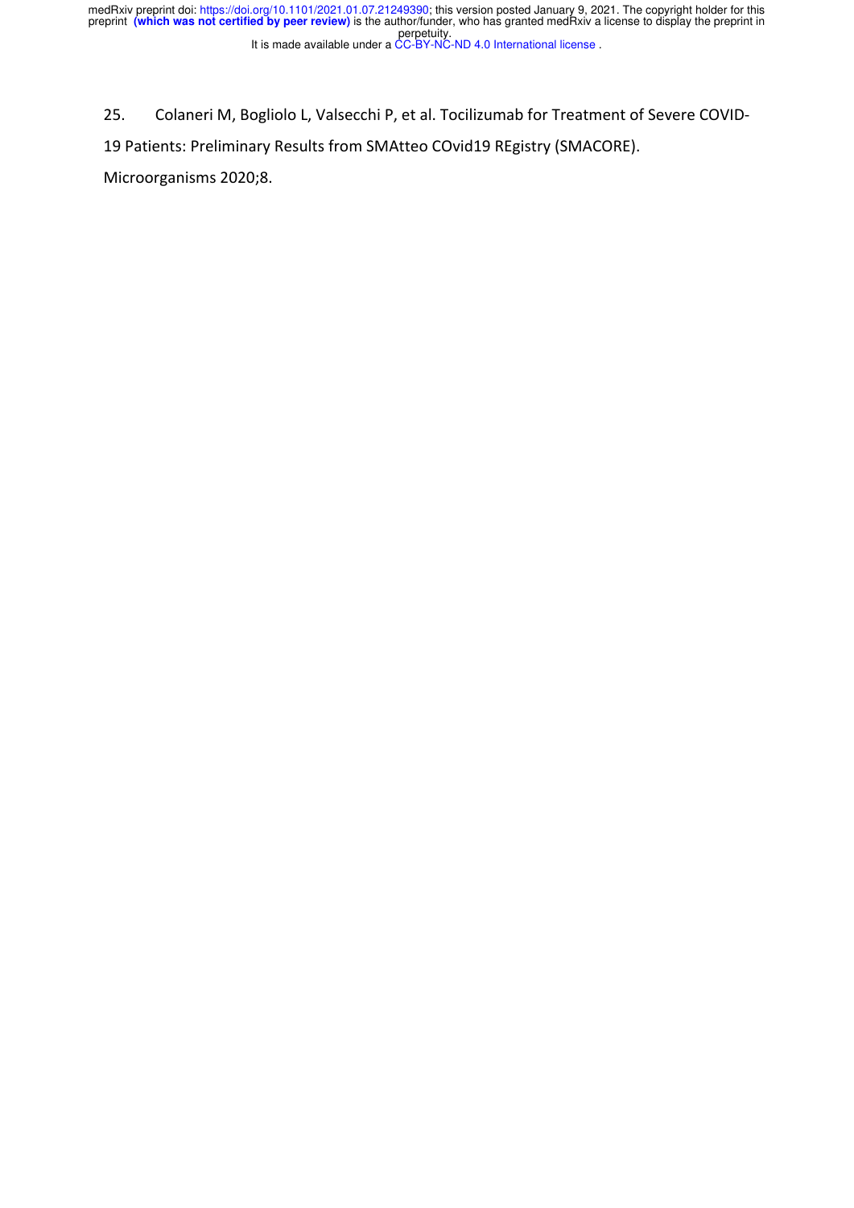25. Colaneri M, Bogliolo L, Valsecchi P, et al. Tocilizumab for Treatment of Severe COVID-19 Patients: Preliminary Results from SMAtteo COvid19 REgistry (SMACORE). Microorganisms 2020;8.